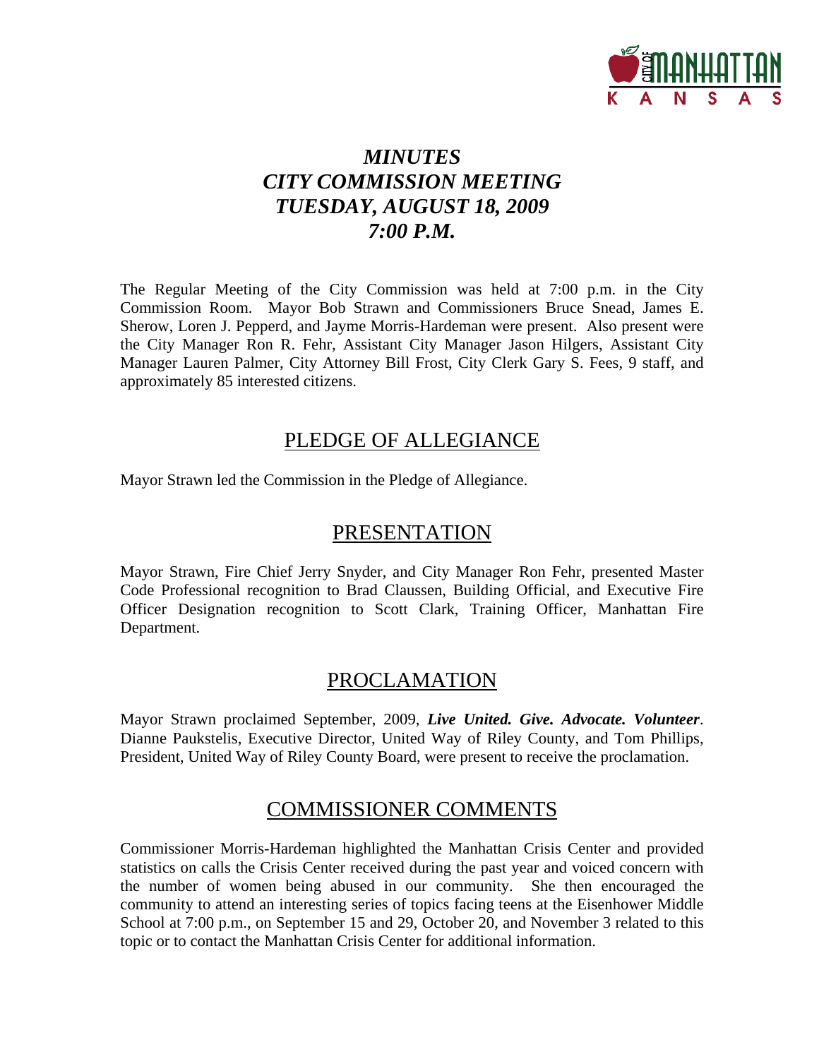# *MINUTES*
# *CITY COMMISSION MEETING*
# *TUESDAY, AUGUST 18, 2009*
# *7:00 P.M.*

The Regular Meeting of the City Commission was held at 7:00 p.m. in the City Commission Room. Mayor Bob Strawn and Commissioners Bruce Snead, James E. Sherow, Loren J. Pepperd, and Jayme Morris-Hardeman were present. Also present were the City Manager Ron R. Fehr, Assistant City Manager Jason Hilgers, Assistant City Manager Lauren Palmer, City Attorney Bill Frost, City Clerk Gary S. Fees, 9 staff, and approximately 85 interested citizens.

## PLEDGE OF ALLEGIANCE

Mayor Strawn led the Commission in the Pledge of Allegiance.

## PRESENTATION

Mayor Strawn, Fire Chief Jerry Snyder, and City Manager Ron Fehr, presented Master Code Professional recognition to Brad Claussen, Building Official, and Executive Fire Officer Designation recognition to Scott Clark, Training Officer, Manhattan Fire Department.

## PROCLAMATION

Mayor Strawn proclaimed September, 2009, ***Live United. Give. Advocate. Volunteer***. Dianne Paukstelis, Executive Director, United Way of Riley County, and Tom Phillips, President, United Way of Riley County Board, were present to receive the proclamation.

## COMMISSIONER COMMENTS

Commissioner Morris-Hardeman highlighted the Manhattan Crisis Center and provided statistics on calls the Crisis Center received during the past year and voiced concern with the number of women being abused in our community. She then encouraged the community to attend an interesting series of topics facing teens at the Eisenhower Middle School at 7:00 p.m., on September 15 and 29, October 20, and November 3 related to this topic or to contact the Manhattan Crisis Center for additional information.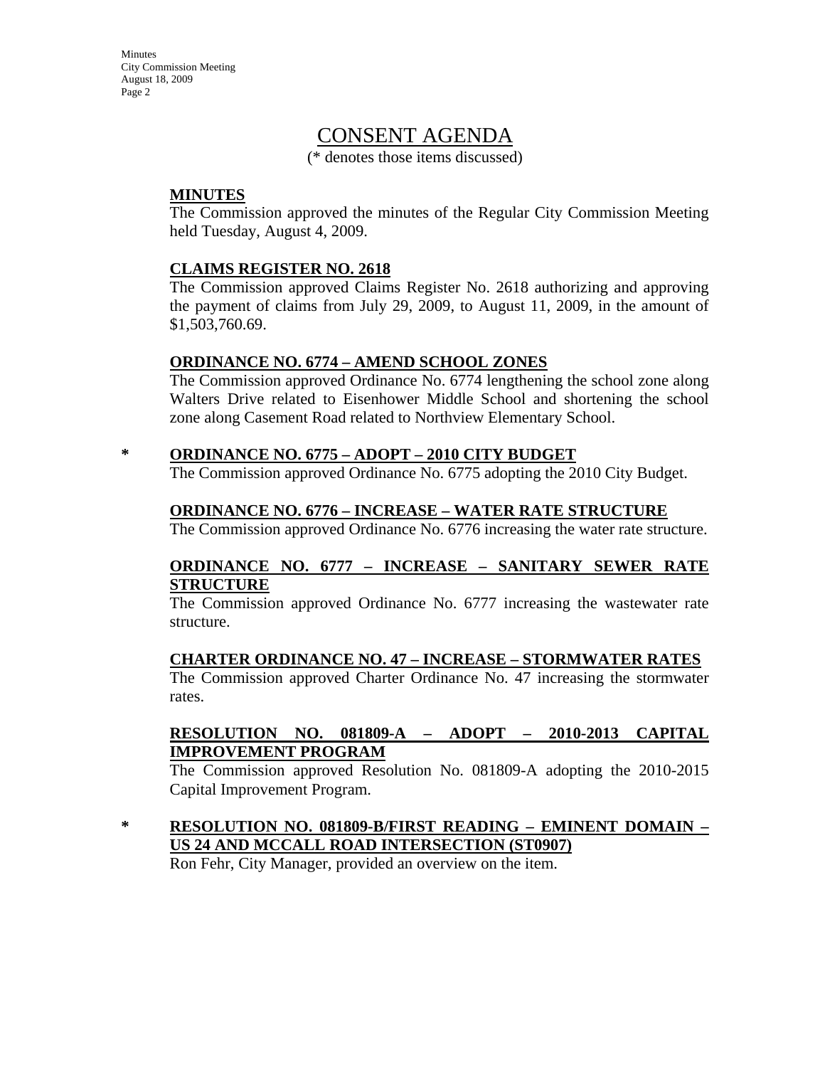# CONSENT AGENDA

(* denotes those items discussed)

**MINUTES**

The Commission approved the minutes of the Regular City Commission Meeting held Tuesday, August 4, 2009.

**CLAIMS REGISTER NO. 2618**

The Commission approved Claims Register No. 2618 authorizing and approving the payment of claims from July 29, 2009, to August 11, 2009, in the amount of $1,503,760.69.

**ORDINANCE NO. 6774 – AMEND SCHOOL ZONES**

The Commission approved Ordinance No. 6774 lengthening the school zone along Walters Drive related to Eisenhower Middle School and shortening the school zone along Casement Road related to Northview Elementary School.

\* **ORDINANCE NO. 6775 – ADOPT – 2010 CITY BUDGET**

The Commission approved Ordinance No. 6775 adopting the 2010 City Budget.

**ORDINANCE NO. 6776 – INCREASE – WATER RATE STRUCTURE**

The Commission approved Ordinance No. 6776 increasing the water rate structure.

**ORDINANCE NO. 6777 – INCREASE – SANITARY SEWER RATE STRUCTURE**

The Commission approved Ordinance No. 6777 increasing the wastewater rate structure.

**CHARTER ORDINANCE NO. 47 – INCREASE – STORMWATER RATES**

The Commission approved Charter Ordinance No. 47 increasing the stormwater rates.

**RESOLUTION NO. 081809-A – ADOPT – 2010-2013 CAPITAL IMPROVEMENT PROGRAM**

The Commission approved Resolution No. 081809-A adopting the 2010-2015 Capital Improvement Program.

\* **RESOLUTION NO. 081809-B/FIRST READING – EMINENT DOMAIN – US 24 AND MCCALL ROAD INTERSECTION (ST0907)**

Ron Fehr, City Manager, provided an overview on the item.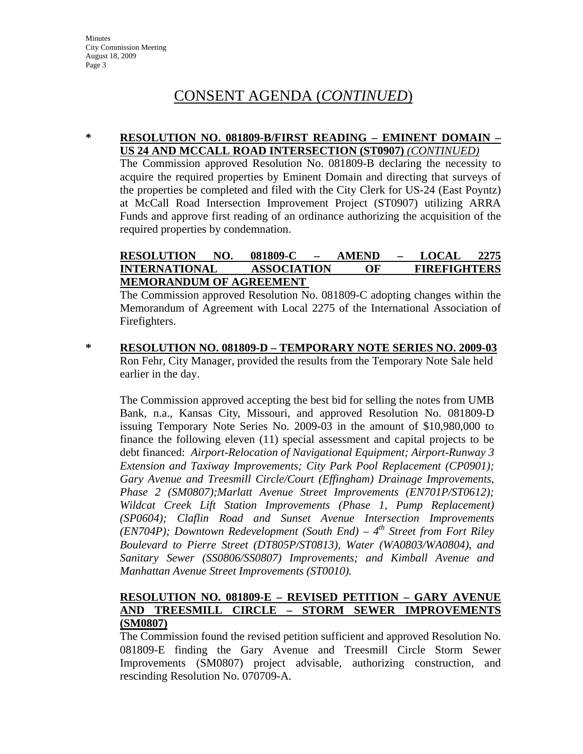# CONSENT AGENDA (*CONTINUED*)

\* **RESOLUTION NO. 081809-B/FIRST READING – EMINENT DOMAIN – US 24 AND MCCALL ROAD INTERSECTION (ST0907)** *(CONTINUED)*

The Commission approved Resolution No. 081809-B declaring the necessity to acquire the required properties by Eminent Domain and directing that surveys of the properties be completed and filed with the City Clerk for US-24 (East Poyntz) at McCall Road Intersection Improvement Project (ST0907) utilizing ARRA Funds and approve first reading of an ordinance authorizing the acquisition of the required properties by condemnation.

**RESOLUTION NO. 081809-C – AMEND – LOCAL 2275 INTERNATIONAL ASSOCIATION OF FIREFIGHTERS MEMORANDUM OF AGREEMENT**

The Commission approved Resolution No. 081809-C adopting changes within the Memorandum of Agreement with Local 2275 of the International Association of Firefighters.

\* **RESOLUTION NO. 081809-D – TEMPORARY NOTE SERIES NO. 2009-03**

Ron Fehr, City Manager, provided the results from the Temporary Note Sale held earlier in the day.

The Commission approved accepting the best bid for selling the notes from UMB Bank, n.a., Kansas City, Missouri, and approved Resolution No. 081809-D issuing Temporary Note Series No. 2009-03 in the amount of $10,980,000 to finance the following eleven (11) special assessment and capital projects to be debt financed: *Airport-Relocation of Navigational Equipment; Airport-Runway 3 Extension and Taxiway Improvements; City Park Pool Replacement (CP0901); Gary Avenue and Treesmill Circle/Court (Effingham) Drainage Improvements, Phase 2 (SM0807);Marlatt Avenue Street Improvements (EN701P/ST0612); Wildcat Creek Lift Station Improvements (Phase 1, Pump Replacement) (SP0604); Claflin Road and Sunset Avenue Intersection Improvements (EN704P); Downtown Redevelopment (South End) – 4th Street from Fort Riley Boulevard to Pierre Street (DT805P/ST0813), Water (WA0803/WA0804), and Sanitary Sewer (SS0806/SS0807) Improvements; and Kimball Avenue and Manhattan Avenue Street Improvements (ST0010).*

**RESOLUTION NO. 081809-E – REVISED PETITION – GARY AVENUE AND TREESMILL CIRCLE – STORM SEWER IMPROVEMENTS (SM0807)**

The Commission found the revised petition sufficient and approved Resolution No. 081809-E finding the Gary Avenue and Treesmill Circle Storm Sewer Improvements (SM0807) project advisable, authorizing construction, and rescinding Resolution No. 070709-A.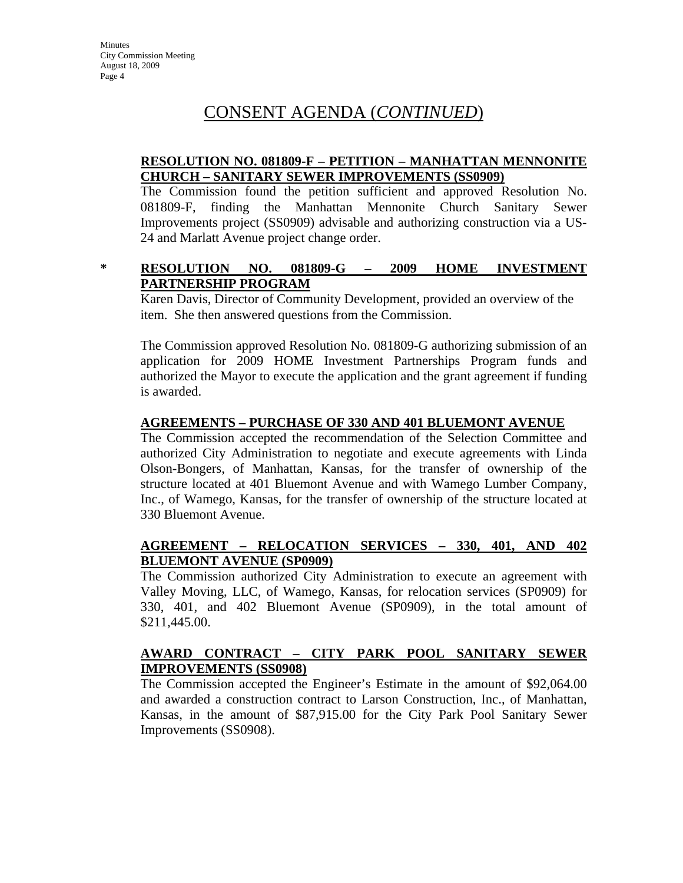# CONSENT AGENDA (*CONTINUED*)

**RESOLUTION NO. 081809-F – PETITION – MANHATTAN MENNONITE CHURCH – SANITARY SEWER IMPROVEMENTS (SS0909)**

The Commission found the petition sufficient and approved Resolution No. 081809-F, finding the Manhattan Mennonite Church Sanitary Sewer Improvements project (SS0909) advisable and authorizing construction via a US-24 and Marlatt Avenue project change order.

\* **RESOLUTION NO. 081809-G – 2009 HOME INVESTMENT PARTNERSHIP PROGRAM**

Karen Davis, Director of Community Development, provided an overview of the item. She then answered questions from the Commission.

The Commission approved Resolution No. 081809-G authorizing submission of an application for 2009 HOME Investment Partnerships Program funds and authorized the Mayor to execute the application and the grant agreement if funding is awarded.

**AGREEMENTS – PURCHASE OF 330 AND 401 BLUEMONT AVENUE**

The Commission accepted the recommendation of the Selection Committee and authorized City Administration to negotiate and execute agreements with Linda Olson-Bongers, of Manhattan, Kansas, for the transfer of ownership of the structure located at 401 Bluemont Avenue and with Wamego Lumber Company, Inc., of Wamego, Kansas, for the transfer of ownership of the structure located at 330 Bluemont Avenue.

**AGREEMENT – RELOCATION SERVICES – 330, 401, AND 402 BLUEMONT AVENUE (SP0909)**

The Commission authorized City Administration to execute an agreement with Valley Moving, LLC, of Wamego, Kansas, for relocation services (SP0909) for 330, 401, and 402 Bluemont Avenue (SP0909), in the total amount of $211,445.00.

**AWARD CONTRACT – CITY PARK POOL SANITARY SEWER IMPROVEMENTS (SS0908)**

The Commission accepted the Engineer's Estimate in the amount of $92,064.00 and awarded a construction contract to Larson Construction, Inc., of Manhattan, Kansas, in the amount of $87,915.00 for the City Park Pool Sanitary Sewer Improvements (SS0908).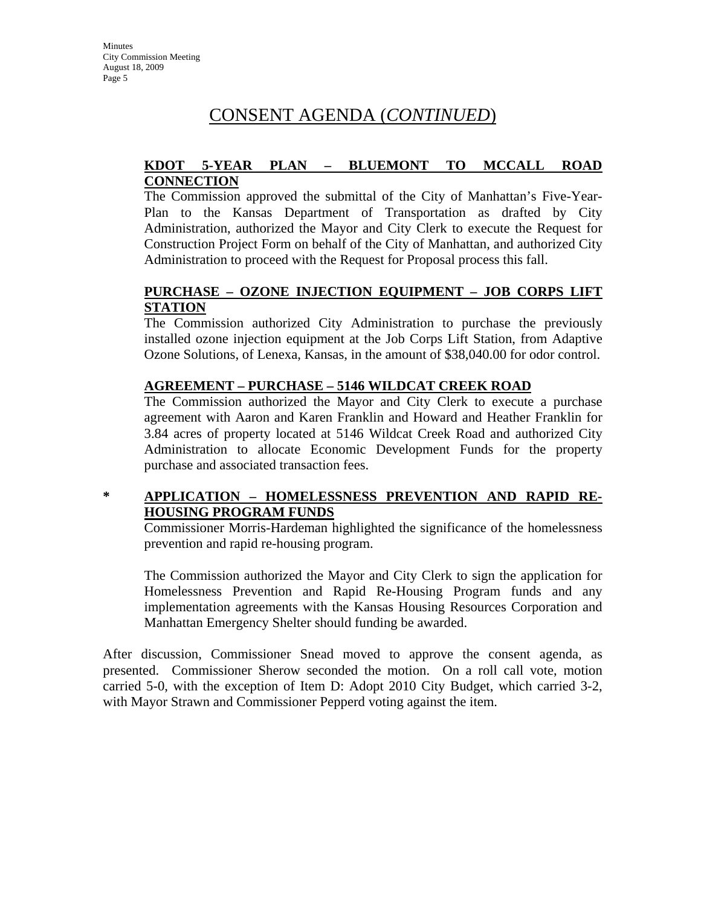# CONSENT AGENDA (*CONTINUED*)

**KDOT 5-YEAR PLAN – BLUEMONT TO MCCALL ROAD CONNECTION**

The Commission approved the submittal of the City of Manhattan's Five-Year-Plan to the Kansas Department of Transportation as drafted by City Administration, authorized the Mayor and City Clerk to execute the Request for Construction Project Form on behalf of the City of Manhattan, and authorized City Administration to proceed with the Request for Proposal process this fall.

**PURCHASE – OZONE INJECTION EQUIPMENT – JOB CORPS LIFT STATION**

The Commission authorized City Administration to purchase the previously installed ozone injection equipment at the Job Corps Lift Station, from Adaptive Ozone Solutions, of Lenexa, Kansas, in the amount of $38,040.00 for odor control.

**AGREEMENT – PURCHASE – 5146 WILDCAT CREEK ROAD**

The Commission authorized the Mayor and City Clerk to execute a purchase agreement with Aaron and Karen Franklin and Howard and Heather Franklin for 3.84 acres of property located at 5146 Wildcat Creek Road and authorized City Administration to allocate Economic Development Funds for the property purchase and associated transaction fees.

\* **APPLICATION – HOMELESSNESS PREVENTION AND RAPID RE-HOUSING PROGRAM FUNDS**

Commissioner Morris-Hardeman highlighted the significance of the homelessness prevention and rapid re-housing program.

The Commission authorized the Mayor and City Clerk to sign the application for Homelessness Prevention and Rapid Re-Housing Program funds and any implementation agreements with the Kansas Housing Resources Corporation and Manhattan Emergency Shelter should funding be awarded.

After discussion, Commissioner Snead moved to approve the consent agenda, as presented. Commissioner Sherow seconded the motion. On a roll call vote, motion carried 5-0, with the exception of Item D: Adopt 2010 City Budget, which carried 3-2, with Mayor Strawn and Commissioner Pepperd voting against the item.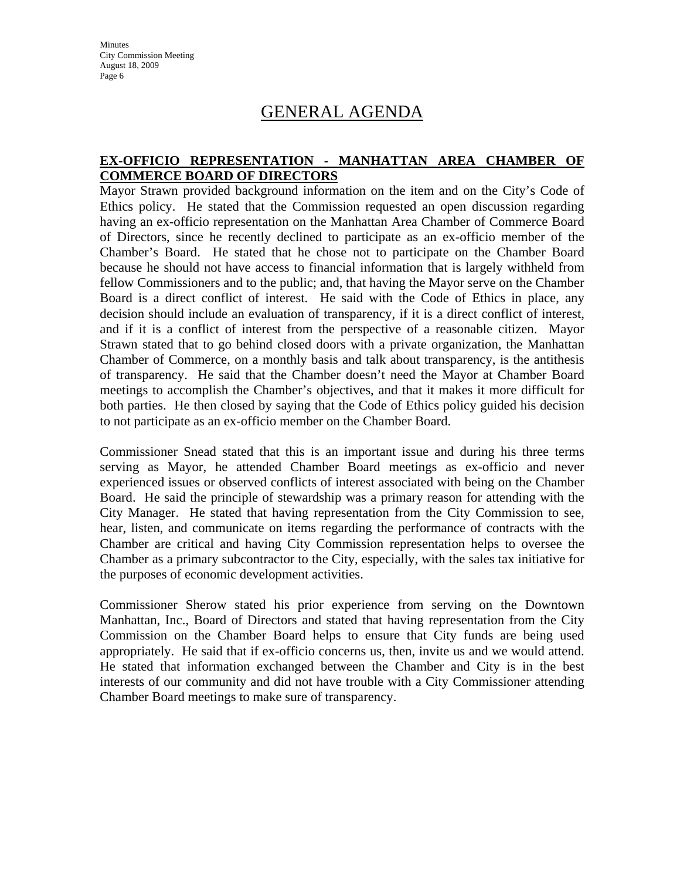# GENERAL AGENDA

**EX-OFFICIO REPRESENTATION - MANHATTAN AREA CHAMBER OF COMMERCE BOARD OF DIRECTORS**

Mayor Strawn provided background information on the item and on the City's Code of Ethics policy. He stated that the Commission requested an open discussion regarding having an ex-officio representation on the Manhattan Area Chamber of Commerce Board of Directors, since he recently declined to participate as an ex-officio member of the Chamber's Board. He stated that he chose not to participate on the Chamber Board because he should not have access to financial information that is largely withheld from fellow Commissioners and to the public; and, that having the Mayor serve on the Chamber Board is a direct conflict of interest. He said with the Code of Ethics in place, any decision should include an evaluation of transparency, if it is a direct conflict of interest, and if it is a conflict of interest from the perspective of a reasonable citizen. Mayor Strawn stated that to go behind closed doors with a private organization, the Manhattan Chamber of Commerce, on a monthly basis and talk about transparency, is the antithesis of transparency. He said that the Chamber doesn't need the Mayor at Chamber Board meetings to accomplish the Chamber's objectives, and that it makes it more difficult for both parties. He then closed by saying that the Code of Ethics policy guided his decision to not participate as an ex-officio member on the Chamber Board.

Commissioner Snead stated that this is an important issue and during his three terms serving as Mayor, he attended Chamber Board meetings as ex-officio and never experienced issues or observed conflicts of interest associated with being on the Chamber Board. He said the principle of stewardship was a primary reason for attending with the City Manager. He stated that having representation from the City Commission to see, hear, listen, and communicate on items regarding the performance of contracts with the Chamber are critical and having City Commission representation helps to oversee the Chamber as a primary subcontractor to the City, especially, with the sales tax initiative for the purposes of economic development activities.

Commissioner Sherow stated his prior experience from serving on the Downtown Manhattan, Inc., Board of Directors and stated that having representation from the City Commission on the Chamber Board helps to ensure that City funds are being used appropriately. He said that if ex-officio concerns us, then, invite us and we would attend. He stated that information exchanged between the Chamber and City is in the best interests of our community and did not have trouble with a City Commissioner attending Chamber Board meetings to make sure of transparency.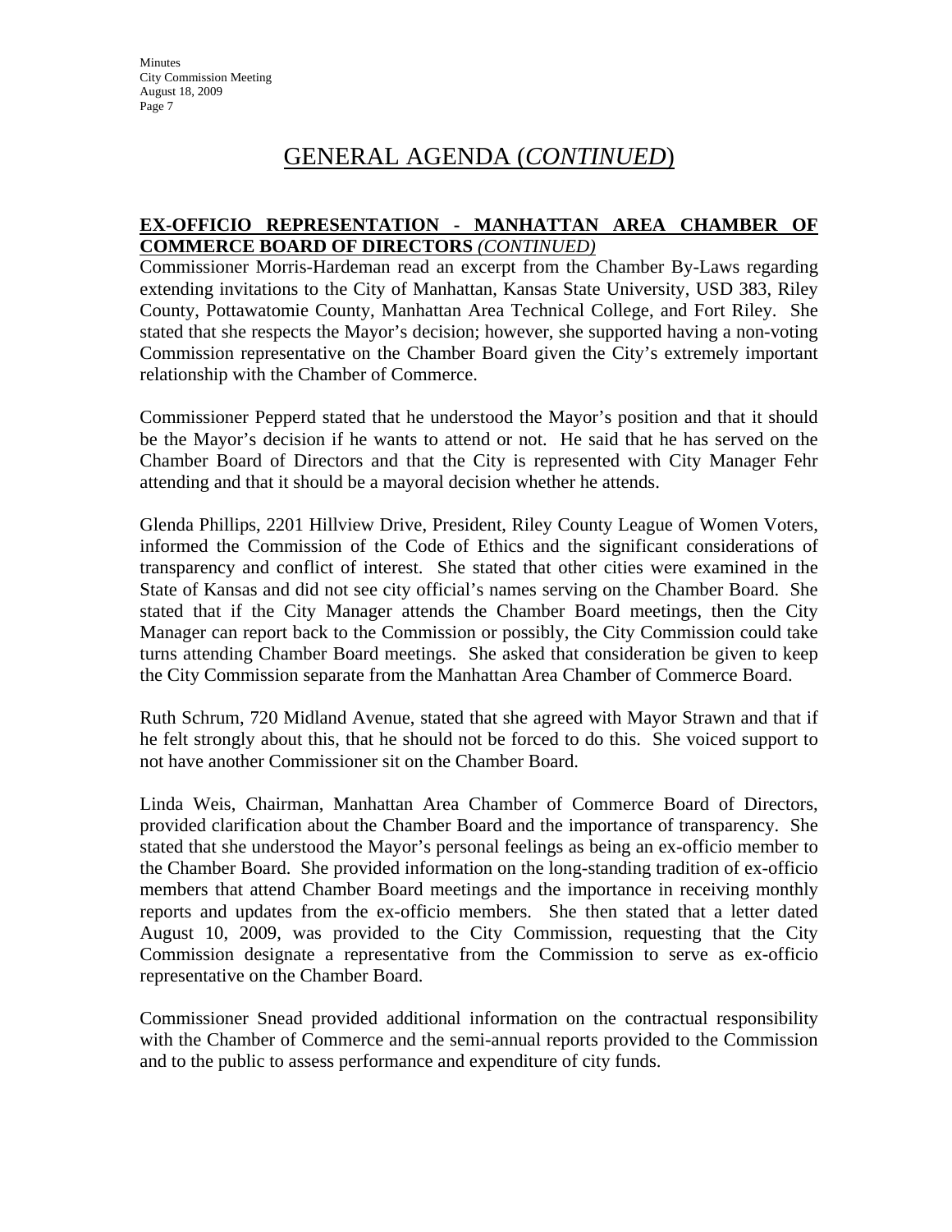# GENERAL AGENDA (*CONTINUED*)

**EX-OFFICIO REPRESENTATION - MANHATTAN AREA CHAMBER OF COMMERCE BOARD OF DIRECTORS** *(CONTINUED)*

Commissioner Morris-Hardeman read an excerpt from the Chamber By-Laws regarding extending invitations to the City of Manhattan, Kansas State University, USD 383, Riley County, Pottawatomie County, Manhattan Area Technical College, and Fort Riley. She stated that she respects the Mayor's decision; however, she supported having a non-voting Commission representative on the Chamber Board given the City's extremely important relationship with the Chamber of Commerce.

Commissioner Pepperd stated that he understood the Mayor's position and that it should be the Mayor's decision if he wants to attend or not. He said that he has served on the Chamber Board of Directors and that the City is represented with City Manager Fehr attending and that it should be a mayoral decision whether he attends.

Glenda Phillips, 2201 Hillview Drive, President, Riley County League of Women Voters, informed the Commission of the Code of Ethics and the significant considerations of transparency and conflict of interest. She stated that other cities were examined in the State of Kansas and did not see city official's names serving on the Chamber Board. She stated that if the City Manager attends the Chamber Board meetings, then the City Manager can report back to the Commission or possibly, the City Commission could take turns attending Chamber Board meetings. She asked that consideration be given to keep the City Commission separate from the Manhattan Area Chamber of Commerce Board.

Ruth Schrum, 720 Midland Avenue, stated that she agreed with Mayor Strawn and that if he felt strongly about this, that he should not be forced to do this. She voiced support to not have another Commissioner sit on the Chamber Board.

Linda Weis, Chairman, Manhattan Area Chamber of Commerce Board of Directors, provided clarification about the Chamber Board and the importance of transparency. She stated that she understood the Mayor's personal feelings as being an ex-officio member to the Chamber Board. She provided information on the long-standing tradition of ex-officio members that attend Chamber Board meetings and the importance in receiving monthly reports and updates from the ex-officio members. She then stated that a letter dated August 10, 2009, was provided to the City Commission, requesting that the City Commission designate a representative from the Commission to serve as ex-officio representative on the Chamber Board.

Commissioner Snead provided additional information on the contractual responsibility with the Chamber of Commerce and the semi-annual reports provided to the Commission and to the public to assess performance and expenditure of city funds.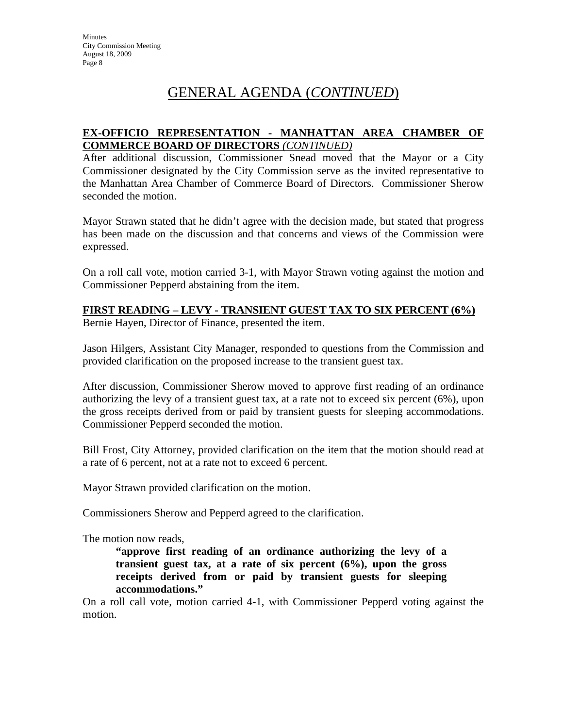# GENERAL AGENDA (*CONTINUED*)

**EX-OFFICIO REPRESENTATION - MANHATTAN AREA CHAMBER OF COMMERCE BOARD OF DIRECTORS** *(CONTINUED)*

After additional discussion, Commissioner Snead moved that the Mayor or a City Commissioner designated by the City Commission serve as the invited representative to the Manhattan Area Chamber of Commerce Board of Directors. Commissioner Sherow seconded the motion.

Mayor Strawn stated that he didn't agree with the decision made, but stated that progress has been made on the discussion and that concerns and views of the Commission were expressed.

On a roll call vote, motion carried 3-1, with Mayor Strawn voting against the motion and Commissioner Pepperd abstaining from the item.

**FIRST READING – LEVY - TRANSIENT GUEST TAX TO SIX PERCENT (6%)**

Bernie Hayen, Director of Finance, presented the item.

Jason Hilgers, Assistant City Manager, responded to questions from the Commission and provided clarification on the proposed increase to the transient guest tax.

After discussion, Commissioner Sherow moved to approve first reading of an ordinance authorizing the levy of a transient guest tax, at a rate not to exceed six percent (6%), upon the gross receipts derived from or paid by transient guests for sleeping accommodations. Commissioner Pepperd seconded the motion.

Bill Frost, City Attorney, provided clarification on the item that the motion should read at a rate of 6 percent, not at a rate not to exceed 6 percent.

Mayor Strawn provided clarification on the motion.

Commissioners Sherow and Pepperd agreed to the clarification.

The motion now reads,

> **"approve first reading of an ordinance authorizing the levy of a transient guest tax, at a rate of six percent (6%), upon the gross receipts derived from or paid by transient guests for sleeping accommodations."**

On a roll call vote, motion carried 4-1, with Commissioner Pepperd voting against the motion.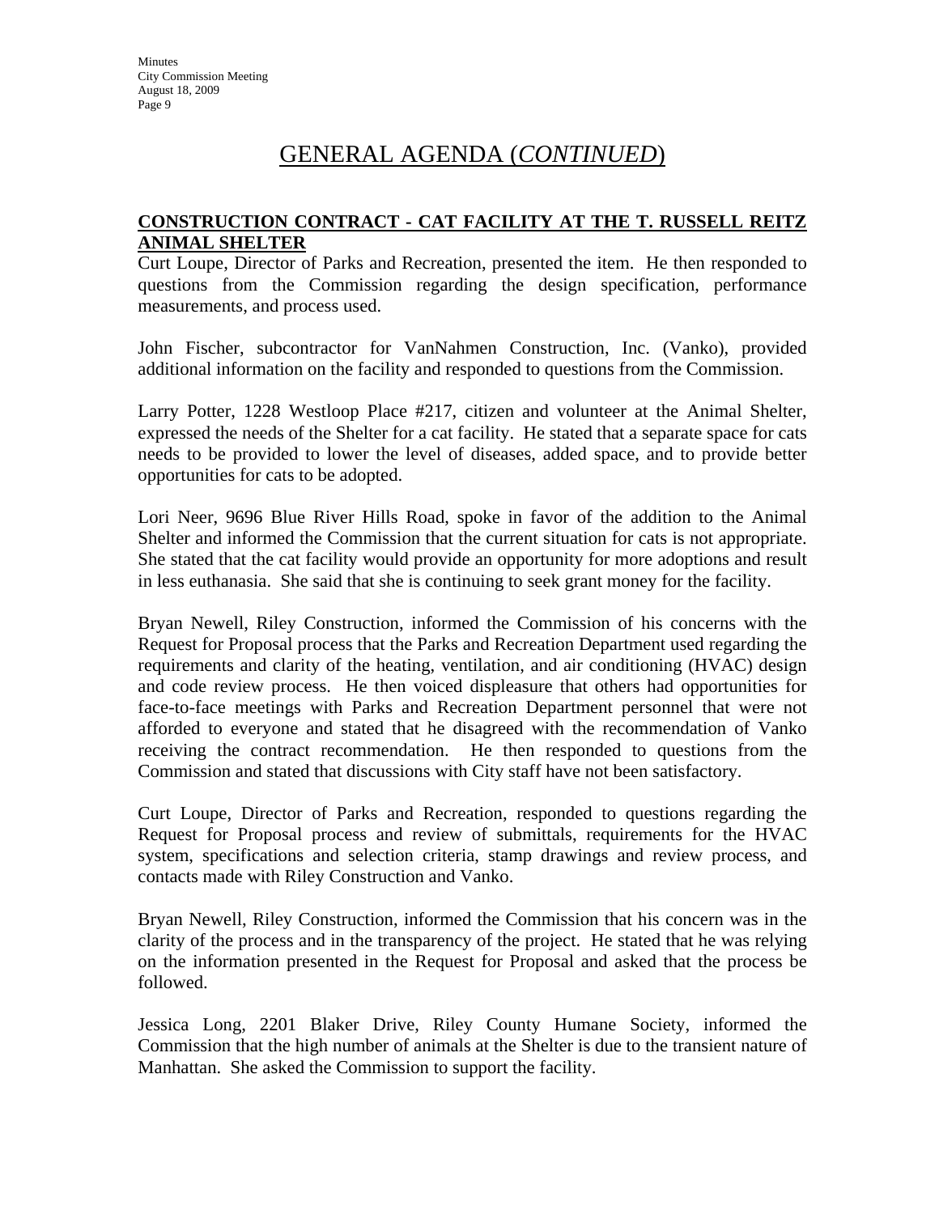# GENERAL AGENDA (*CONTINUED*)

## CONSTRUCTION CONTRACT - CAT FACILITY AT THE T. RUSSELL REITZ ANIMAL SHELTER

Curt Loupe, Director of Parks and Recreation, presented the item. He then responded to questions from the Commission regarding the design specification, performance measurements, and process used.

John Fischer, subcontractor for VanNahmen Construction, Inc. (Vanko), provided additional information on the facility and responded to questions from the Commission.

Larry Potter, 1228 Westloop Place #217, citizen and volunteer at the Animal Shelter, expressed the needs of the Shelter for a cat facility. He stated that a separate space for cats needs to be provided to lower the level of diseases, added space, and to provide better opportunities for cats to be adopted.

Lori Neer, 9696 Blue River Hills Road, spoke in favor of the addition to the Animal Shelter and informed the Commission that the current situation for cats is not appropriate. She stated that the cat facility would provide an opportunity for more adoptions and result in less euthanasia. She said that she is continuing to seek grant money for the facility.

Bryan Newell, Riley Construction, informed the Commission of his concerns with the Request for Proposal process that the Parks and Recreation Department used regarding the requirements and clarity of the heating, ventilation, and air conditioning (HVAC) design and code review process. He then voiced displeasure that others had opportunities for face-to-face meetings with Parks and Recreation Department personnel that were not afforded to everyone and stated that he disagreed with the recommendation of Vanko receiving the contract recommendation. He then responded to questions from the Commission and stated that discussions with City staff have not been satisfactory.

Curt Loupe, Director of Parks and Recreation, responded to questions regarding the Request for Proposal process and review of submittals, requirements for the HVAC system, specifications and selection criteria, stamp drawings and review process, and contacts made with Riley Construction and Vanko.

Bryan Newell, Riley Construction, informed the Commission that his concern was in the clarity of the process and in the transparency of the project. He stated that he was relying on the information presented in the Request for Proposal and asked that the process be followed.

Jessica Long, 2201 Blaker Drive, Riley County Humane Society, informed the Commission that the high number of animals at the Shelter is due to the transient nature of Manhattan. She asked the Commission to support the facility.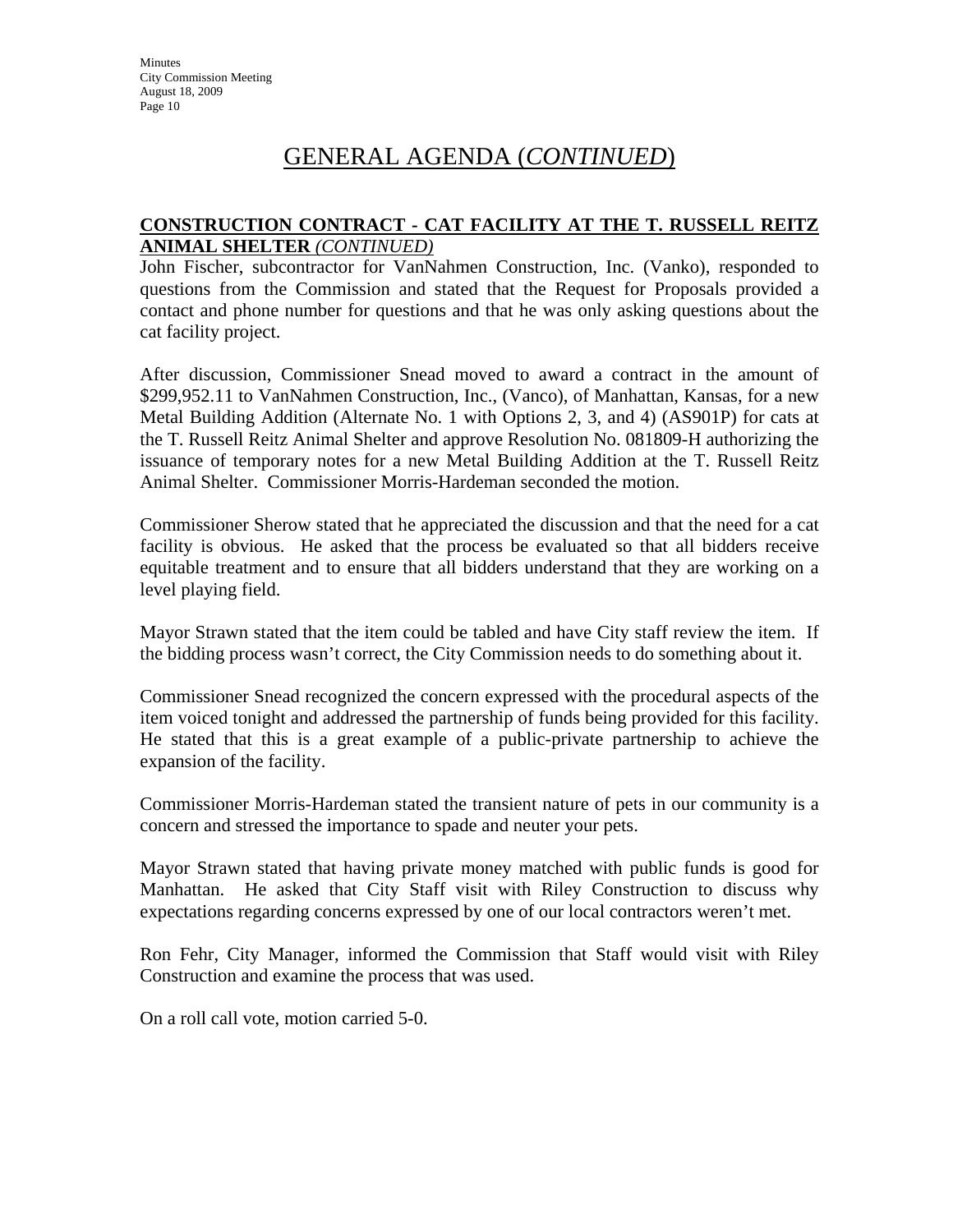# GENERAL AGENDA (*CONTINUED*)

**CONSTRUCTION CONTRACT - CAT FACILITY AT THE T. RUSSELL REITZ ANIMAL SHELTER** *(CONTINUED)*

John Fischer, subcontractor for VanNahmen Construction, Inc. (Vanko), responded to questions from the Commission and stated that the Request for Proposals provided a contact and phone number for questions and that he was only asking questions about the cat facility project.

After discussion, Commissioner Snead moved to award a contract in the amount of $299,952.11 to VanNahmen Construction, Inc., (Vanco), of Manhattan, Kansas, for a new Metal Building Addition (Alternate No. 1 with Options 2, 3, and 4) (AS901P) for cats at the T. Russell Reitz Animal Shelter and approve Resolution No. 081809-H authorizing the issuance of temporary notes for a new Metal Building Addition at the T. Russell Reitz Animal Shelter. Commissioner Morris-Hardeman seconded the motion.

Commissioner Sherow stated that he appreciated the discussion and that the need for a cat facility is obvious. He asked that the process be evaluated so that all bidders receive equitable treatment and to ensure that all bidders understand that they are working on a level playing field.

Mayor Strawn stated that the item could be tabled and have City staff review the item. If the bidding process wasn't correct, the City Commission needs to do something about it.

Commissioner Snead recognized the concern expressed with the procedural aspects of the item voiced tonight and addressed the partnership of funds being provided for this facility. He stated that this is a great example of a public-private partnership to achieve the expansion of the facility.

Commissioner Morris-Hardeman stated the transient nature of pets in our community is a concern and stressed the importance to spade and neuter your pets.

Mayor Strawn stated that having private money matched with public funds is good for Manhattan. He asked that City Staff visit with Riley Construction to discuss why expectations regarding concerns expressed by one of our local contractors weren't met.

Ron Fehr, City Manager, informed the Commission that Staff would visit with Riley Construction and examine the process that was used.

On a roll call vote, motion carried 5-0.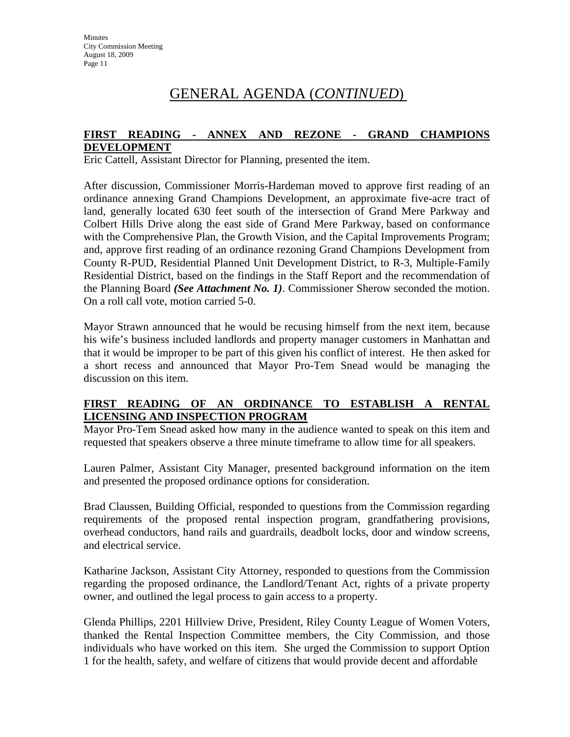## GENERAL AGENDA (*CONTINUED*)

**FIRST READING - ANNEX AND REZONE - GRAND CHAMPIONS DEVELOPMENT**

Eric Cattell, Assistant Director for Planning, presented the item.

After discussion, Commissioner Morris-Hardeman moved to approve first reading of an ordinance annexing Grand Champions Development, an approximate five-acre tract of land, generally located 630 feet south of the intersection of Grand Mere Parkway and Colbert Hills Drive along the east side of Grand Mere Parkway, based on conformance with the Comprehensive Plan, the Growth Vision, and the Capital Improvements Program; and, approve first reading of an ordinance rezoning Grand Champions Development from County R-PUD, Residential Planned Unit Development District, to R-3, Multiple-Family Residential District, based on the findings in the Staff Report and the recommendation of the Planning Board ***(See Attachment No. 1)***. Commissioner Sherow seconded the motion. On a roll call vote, motion carried 5-0.

Mayor Strawn announced that he would be recusing himself from the next item, because his wife's business included landlords and property manager customers in Manhattan and that it would be improper to be part of this given his conflict of interest. He then asked for a short recess and announced that Mayor Pro-Tem Snead would be managing the discussion on this item.

**FIRST READING OF AN ORDINANCE TO ESTABLISH A RENTAL LICENSING AND INSPECTION PROGRAM**

Mayor Pro-Tem Snead asked how many in the audience wanted to speak on this item and requested that speakers observe a three minute timeframe to allow time for all speakers.

Lauren Palmer, Assistant City Manager, presented background information on the item and presented the proposed ordinance options for consideration.

Brad Claussen, Building Official, responded to questions from the Commission regarding requirements of the proposed rental inspection program, grandfathering provisions, overhead conductors, hand rails and guardrails, deadbolt locks, door and window screens, and electrical service.

Katharine Jackson, Assistant City Attorney, responded to questions from the Commission regarding the proposed ordinance, the Landlord/Tenant Act, rights of a private property owner, and outlined the legal process to gain access to a property.

Glenda Phillips, 2201 Hillview Drive, President, Riley County League of Women Voters, thanked the Rental Inspection Committee members, the City Commission, and those individuals who have worked on this item. She urged the Commission to support Option 1 for the health, safety, and welfare of citizens that would provide decent and affordable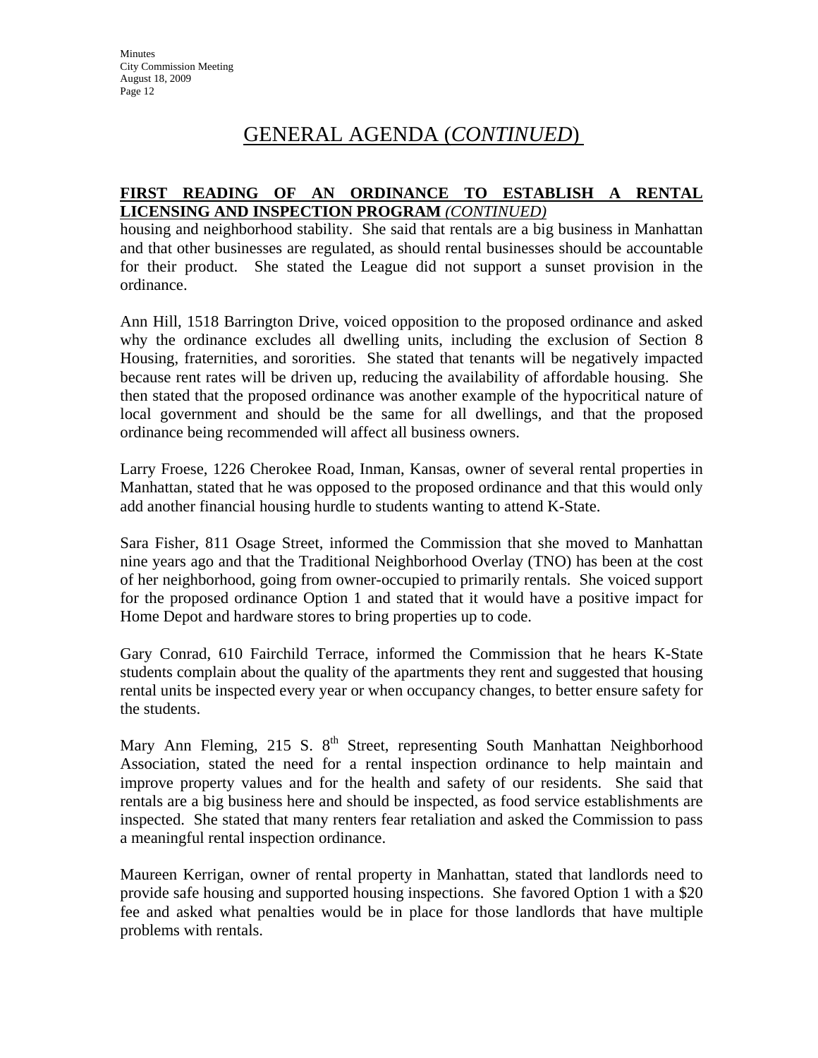# GENERAL AGENDA (*CONTINUED*)

**FIRST READING OF AN ORDINANCE TO ESTABLISH A RENTAL LICENSING AND INSPECTION PROGRAM** ***(CONTINUED)***

housing and neighborhood stability. She said that rentals are a big business in Manhattan and that other businesses are regulated, as should rental businesses should be accountable for their product. She stated the League did not support a sunset provision in the ordinance.

Ann Hill, 1518 Barrington Drive, voiced opposition to the proposed ordinance and asked why the ordinance excludes all dwelling units, including the exclusion of Section 8 Housing, fraternities, and sororities. She stated that tenants will be negatively impacted because rent rates will be driven up, reducing the availability of affordable housing. She then stated that the proposed ordinance was another example of the hypocritical nature of local government and should be the same for all dwellings, and that the proposed ordinance being recommended will affect all business owners.

Larry Froese, 1226 Cherokee Road, Inman, Kansas, owner of several rental properties in Manhattan, stated that he was opposed to the proposed ordinance and that this would only add another financial housing hurdle to students wanting to attend K-State.

Sara Fisher, 811 Osage Street, informed the Commission that she moved to Manhattan nine years ago and that the Traditional Neighborhood Overlay (TNO) has been at the cost of her neighborhood, going from owner-occupied to primarily rentals. She voiced support for the proposed ordinance Option 1 and stated that it would have a positive impact for Home Depot and hardware stores to bring properties up to code.

Gary Conrad, 610 Fairchild Terrace, informed the Commission that he hears K-State students complain about the quality of the apartments they rent and suggested that housing rental units be inspected every year or when occupancy changes, to better ensure safety for the students.

Mary Ann Fleming, 215 S. 8th Street, representing South Manhattan Neighborhood Association, stated the need for a rental inspection ordinance to help maintain and improve property values and for the health and safety of our residents. She said that rentals are a big business here and should be inspected, as food service establishments are inspected. She stated that many renters fear retaliation and asked the Commission to pass a meaningful rental inspection ordinance.

Maureen Kerrigan, owner of rental property in Manhattan, stated that landlords need to provide safe housing and supported housing inspections. She favored Option 1 with a $20 fee and asked what penalties would be in place for those landlords that have multiple problems with rentals.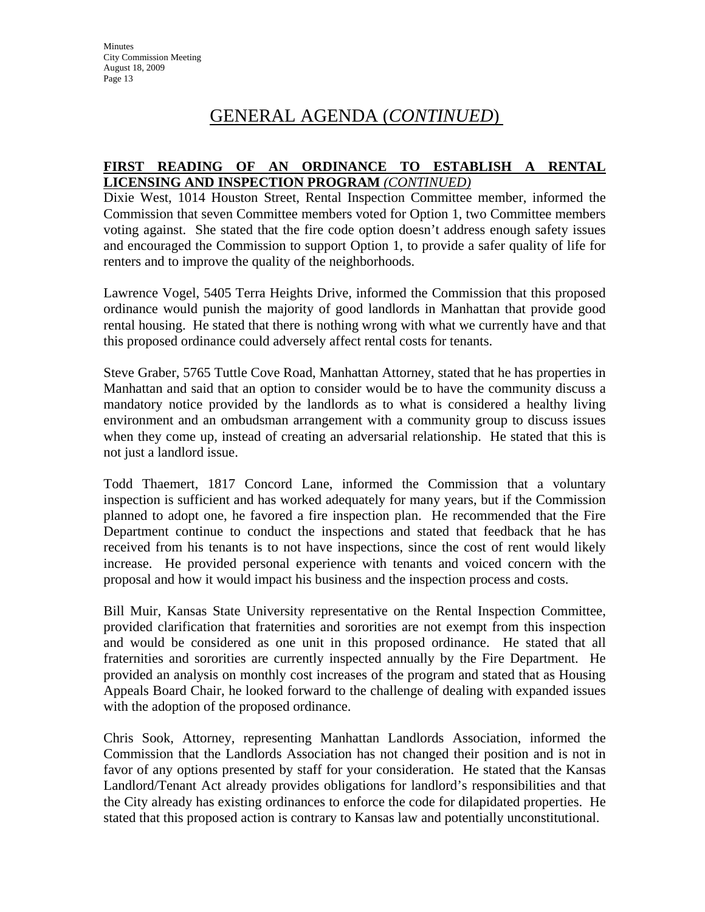# GENERAL AGENDA (*CONTINUED*)

**FIRST READING OF AN ORDINANCE TO ESTABLISH A RENTAL LICENSING AND INSPECTION PROGRAM** *(CONTINUED)*

Dixie West, 1014 Houston Street, Rental Inspection Committee member, informed the Commission that seven Committee members voted for Option 1, two Committee members voting against. She stated that the fire code option doesn't address enough safety issues and encouraged the Commission to support Option 1, to provide a safer quality of life for renters and to improve the quality of the neighborhoods.

Lawrence Vogel, 5405 Terra Heights Drive, informed the Commission that this proposed ordinance would punish the majority of good landlords in Manhattan that provide good rental housing. He stated that there is nothing wrong with what we currently have and that this proposed ordinance could adversely affect rental costs for tenants.

Steve Graber, 5765 Tuttle Cove Road, Manhattan Attorney, stated that he has properties in Manhattan and said that an option to consider would be to have the community discuss a mandatory notice provided by the landlords as to what is considered a healthy living environment and an ombudsman arrangement with a community group to discuss issues when they come up, instead of creating an adversarial relationship. He stated that this is not just a landlord issue.

Todd Thaemert, 1817 Concord Lane, informed the Commission that a voluntary inspection is sufficient and has worked adequately for many years, but if the Commission planned to adopt one, he favored a fire inspection plan. He recommended that the Fire Department continue to conduct the inspections and stated that feedback that he has received from his tenants is to not have inspections, since the cost of rent would likely increase. He provided personal experience with tenants and voiced concern with the proposal and how it would impact his business and the inspection process and costs.

Bill Muir, Kansas State University representative on the Rental Inspection Committee, provided clarification that fraternities and sororities are not exempt from this inspection and would be considered as one unit in this proposed ordinance. He stated that all fraternities and sororities are currently inspected annually by the Fire Department. He provided an analysis on monthly cost increases of the program and stated that as Housing Appeals Board Chair, he looked forward to the challenge of dealing with expanded issues with the adoption of the proposed ordinance.

Chris Sook, Attorney, representing Manhattan Landlords Association, informed the Commission that the Landlords Association has not changed their position and is not in favor of any options presented by staff for your consideration. He stated that the Kansas Landlord/Tenant Act already provides obligations for landlord's responsibilities and that the City already has existing ordinances to enforce the code for dilapidated properties. He stated that this proposed action is contrary to Kansas law and potentially unconstitutional.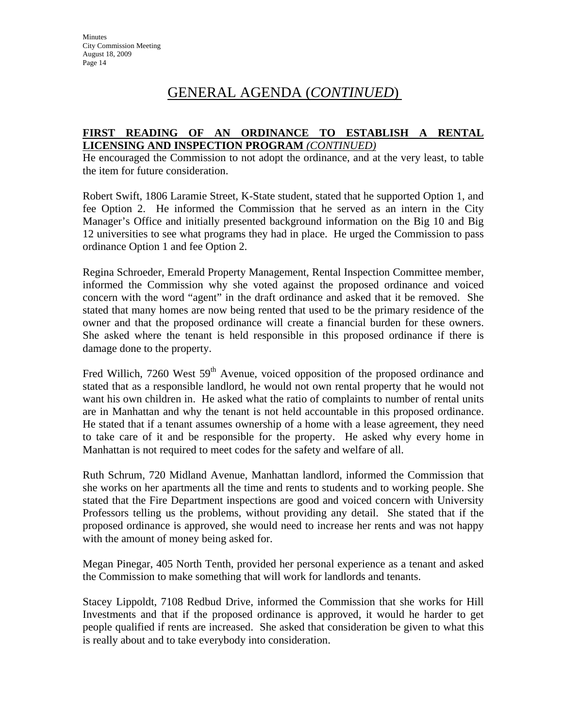# GENERAL AGENDA (*CONTINUED*)

**FIRST READING OF AN ORDINANCE TO ESTABLISH A RENTAL LICENSING AND INSPECTION PROGRAM** ***(CONTINUED)***

He encouraged the Commission to not adopt the ordinance, and at the very least, to table the item for future consideration.

Robert Swift, 1806 Laramie Street, K-State student, stated that he supported Option 1, and fee Option 2. He informed the Commission that he served as an intern in the City Manager's Office and initially presented background information on the Big 10 and Big 12 universities to see what programs they had in place. He urged the Commission to pass ordinance Option 1 and fee Option 2.

Regina Schroeder, Emerald Property Management, Rental Inspection Committee member, informed the Commission why she voted against the proposed ordinance and voiced concern with the word "agent" in the draft ordinance and asked that it be removed. She stated that many homes are now being rented that used to be the primary residence of the owner and that the proposed ordinance will create a financial burden for these owners. She asked where the tenant is held responsible in this proposed ordinance if there is damage done to the property.

Fred Willich, 7260 West 59th Avenue, voiced opposition of the proposed ordinance and stated that as a responsible landlord, he would not own rental property that he would not want his own children in. He asked what the ratio of complaints to number of rental units are in Manhattan and why the tenant is not held accountable in this proposed ordinance. He stated that if a tenant assumes ownership of a home with a lease agreement, they need to take care of it and be responsible for the property. He asked why every home in Manhattan is not required to meet codes for the safety and welfare of all.

Ruth Schrum, 720 Midland Avenue, Manhattan landlord, informed the Commission that she works on her apartments all the time and rents to students and to working people. She stated that the Fire Department inspections are good and voiced concern with University Professors telling us the problems, without providing any detail. She stated that if the proposed ordinance is approved, she would need to increase her rents and was not happy with the amount of money being asked for.

Megan Pinegar, 405 North Tenth, provided her personal experience as a tenant and asked the Commission to make something that will work for landlords and tenants.

Stacey Lippoldt, 7108 Redbud Drive, informed the Commission that she works for Hill Investments and that if the proposed ordinance is approved, it would he harder to get people qualified if rents are increased. She asked that consideration be given to what this is really about and to take everybody into consideration.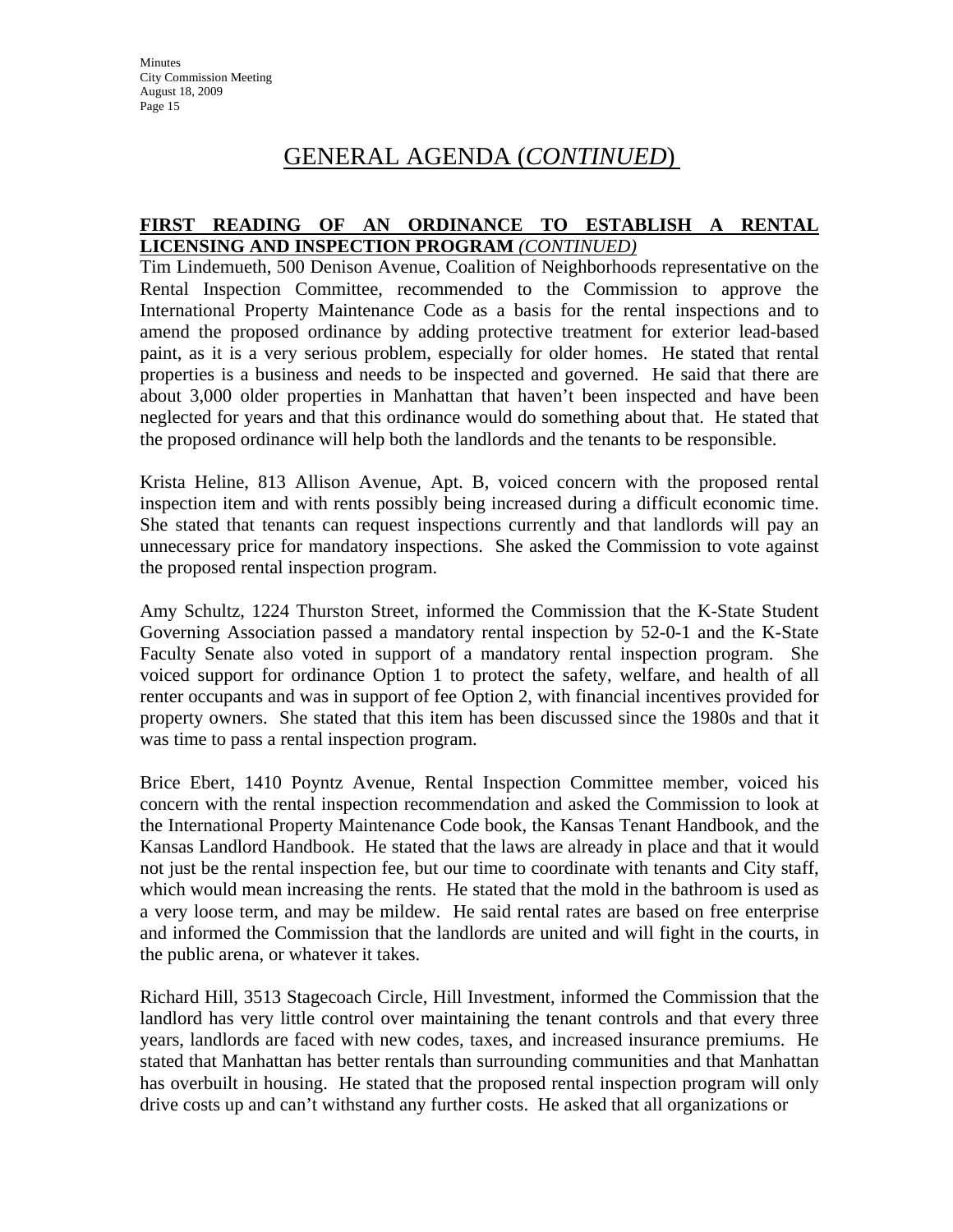# GENERAL AGENDA (*CONTINUED*)

**FIRST READING OF AN ORDINANCE TO ESTABLISH A RENTAL LICENSING AND INSPECTION PROGRAM** *(CONTINUED)*

Tim Lindemueth, 500 Denison Avenue, Coalition of Neighborhoods representative on the Rental Inspection Committee, recommended to the Commission to approve the International Property Maintenance Code as a basis for the rental inspections and to amend the proposed ordinance by adding protective treatment for exterior lead-based paint, as it is a very serious problem, especially for older homes. He stated that rental properties is a business and needs to be inspected and governed. He said that there are about 3,000 older properties in Manhattan that haven't been inspected and have been neglected for years and that this ordinance would do something about that. He stated that the proposed ordinance will help both the landlords and the tenants to be responsible.

Krista Heline, 813 Allison Avenue, Apt. B, voiced concern with the proposed rental inspection item and with rents possibly being increased during a difficult economic time. She stated that tenants can request inspections currently and that landlords will pay an unnecessary price for mandatory inspections. She asked the Commission to vote against the proposed rental inspection program.

Amy Schultz, 1224 Thurston Street, informed the Commission that the K-State Student Governing Association passed a mandatory rental inspection by 52-0-1 and the K-State Faculty Senate also voted in support of a mandatory rental inspection program. She voiced support for ordinance Option 1 to protect the safety, welfare, and health of all renter occupants and was in support of fee Option 2, with financial incentives provided for property owners. She stated that this item has been discussed since the 1980s and that it was time to pass a rental inspection program.

Brice Ebert, 1410 Poyntz Avenue, Rental Inspection Committee member, voiced his concern with the rental inspection recommendation and asked the Commission to look at the International Property Maintenance Code book, the Kansas Tenant Handbook, and the Kansas Landlord Handbook. He stated that the laws are already in place and that it would not just be the rental inspection fee, but our time to coordinate with tenants and City staff, which would mean increasing the rents. He stated that the mold in the bathroom is used as a very loose term, and may be mildew. He said rental rates are based on free enterprise and informed the Commission that the landlords are united and will fight in the courts, in the public arena, or whatever it takes.

Richard Hill, 3513 Stagecoach Circle, Hill Investment, informed the Commission that the landlord has very little control over maintaining the tenant controls and that every three years, landlords are faced with new codes, taxes, and increased insurance premiums. He stated that Manhattan has better rentals than surrounding communities and that Manhattan has overbuilt in housing. He stated that the proposed rental inspection program will only drive costs up and can't withstand any further costs. He asked that all organizations or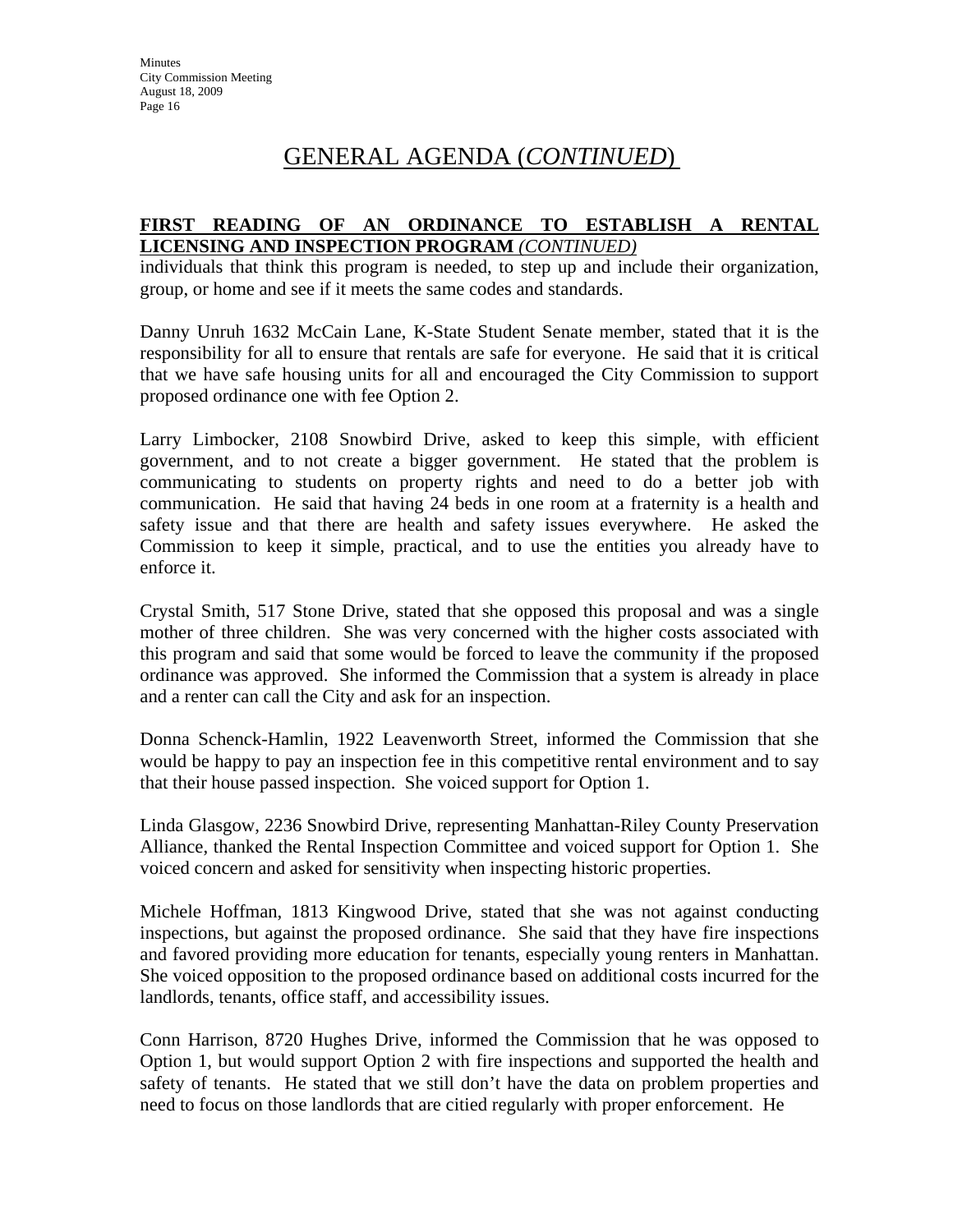# GENERAL AGENDA (*CONTINUED*)

**FIRST READING OF AN ORDINANCE TO ESTABLISH A RENTAL LICENSING AND INSPECTION PROGRAM** ***(CONTINUED)***

individuals that think this program is needed, to step up and include their organization, group, or home and see if it meets the same codes and standards.

Danny Unruh 1632 McCain Lane, K-State Student Senate member, stated that it is the responsibility for all to ensure that rentals are safe for everyone. He said that it is critical that we have safe housing units for all and encouraged the City Commission to support proposed ordinance one with fee Option 2.

Larry Limbocker, 2108 Snowbird Drive, asked to keep this simple, with efficient government, and to not create a bigger government. He stated that the problem is communicating to students on property rights and need to do a better job with communication. He said that having 24 beds in one room at a fraternity is a health and safety issue and that there are health and safety issues everywhere. He asked the Commission to keep it simple, practical, and to use the entities you already have to enforce it.

Crystal Smith, 517 Stone Drive, stated that she opposed this proposal and was a single mother of three children. She was very concerned with the higher costs associated with this program and said that some would be forced to leave the community if the proposed ordinance was approved. She informed the Commission that a system is already in place and a renter can call the City and ask for an inspection.

Donna Schenck-Hamlin, 1922 Leavenworth Street, informed the Commission that she would be happy to pay an inspection fee in this competitive rental environment and to say that their house passed inspection. She voiced support for Option 1.

Linda Glasgow, 2236 Snowbird Drive, representing Manhattan-Riley County Preservation Alliance, thanked the Rental Inspection Committee and voiced support for Option 1. She voiced concern and asked for sensitivity when inspecting historic properties.

Michele Hoffman, 1813 Kingwood Drive, stated that she was not against conducting inspections, but against the proposed ordinance. She said that they have fire inspections and favored providing more education for tenants, especially young renters in Manhattan. She voiced opposition to the proposed ordinance based on additional costs incurred for the landlords, tenants, office staff, and accessibility issues.

Conn Harrison, 8720 Hughes Drive, informed the Commission that he was opposed to Option 1, but would support Option 2 with fire inspections and supported the health and safety of tenants. He stated that we still don't have the data on problem properties and need to focus on those landlords that are citied regularly with proper enforcement. He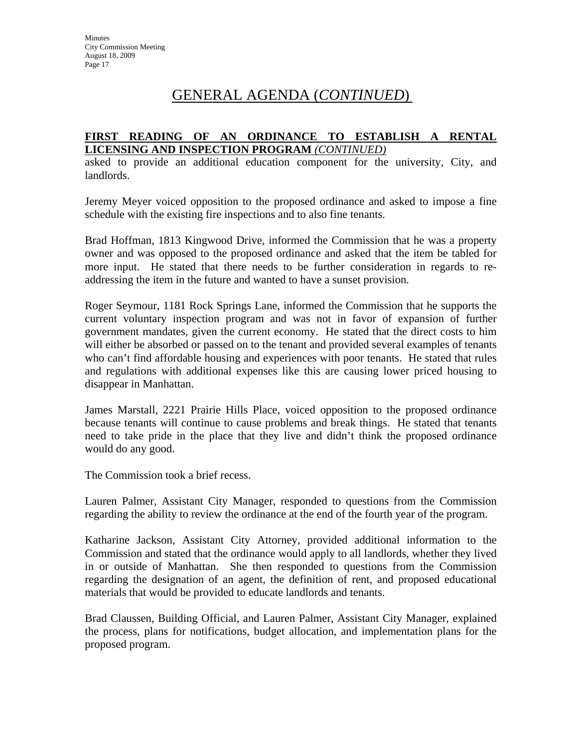# GENERAL AGENDA (*CONTINUED*)

**FIRST READING OF AN ORDINANCE TO ESTABLISH A RENTAL LICENSING AND INSPECTION PROGRAM** ***(CONTINUED)***

asked to provide an additional education component for the university, City, and landlords.

Jeremy Meyer voiced opposition to the proposed ordinance and asked to impose a fine schedule with the existing fire inspections and to also fine tenants.

Brad Hoffman, 1813 Kingwood Drive, informed the Commission that he was a property owner and was opposed to the proposed ordinance and asked that the item be tabled for more input. He stated that there needs to be further consideration in regards to re-addressing the item in the future and wanted to have a sunset provision.

Roger Seymour, 1181 Rock Springs Lane, informed the Commission that he supports the current voluntary inspection program and was not in favor of expansion of further government mandates, given the current economy. He stated that the direct costs to him will either be absorbed or passed on to the tenant and provided several examples of tenants who can't find affordable housing and experiences with poor tenants. He stated that rules and regulations with additional expenses like this are causing lower priced housing to disappear in Manhattan.

James Marstall, 2221 Prairie Hills Place, voiced opposition to the proposed ordinance because tenants will continue to cause problems and break things. He stated that tenants need to take pride in the place that they live and didn't think the proposed ordinance would do any good.

The Commission took a brief recess.

Lauren Palmer, Assistant City Manager, responded to questions from the Commission regarding the ability to review the ordinance at the end of the fourth year of the program.

Katharine Jackson, Assistant City Attorney, provided additional information to the Commission and stated that the ordinance would apply to all landlords, whether they lived in or outside of Manhattan. She then responded to questions from the Commission regarding the designation of an agent, the definition of rent, and proposed educational materials that would be provided to educate landlords and tenants.

Brad Claussen, Building Official, and Lauren Palmer, Assistant City Manager, explained the process, plans for notifications, budget allocation, and implementation plans for the proposed program.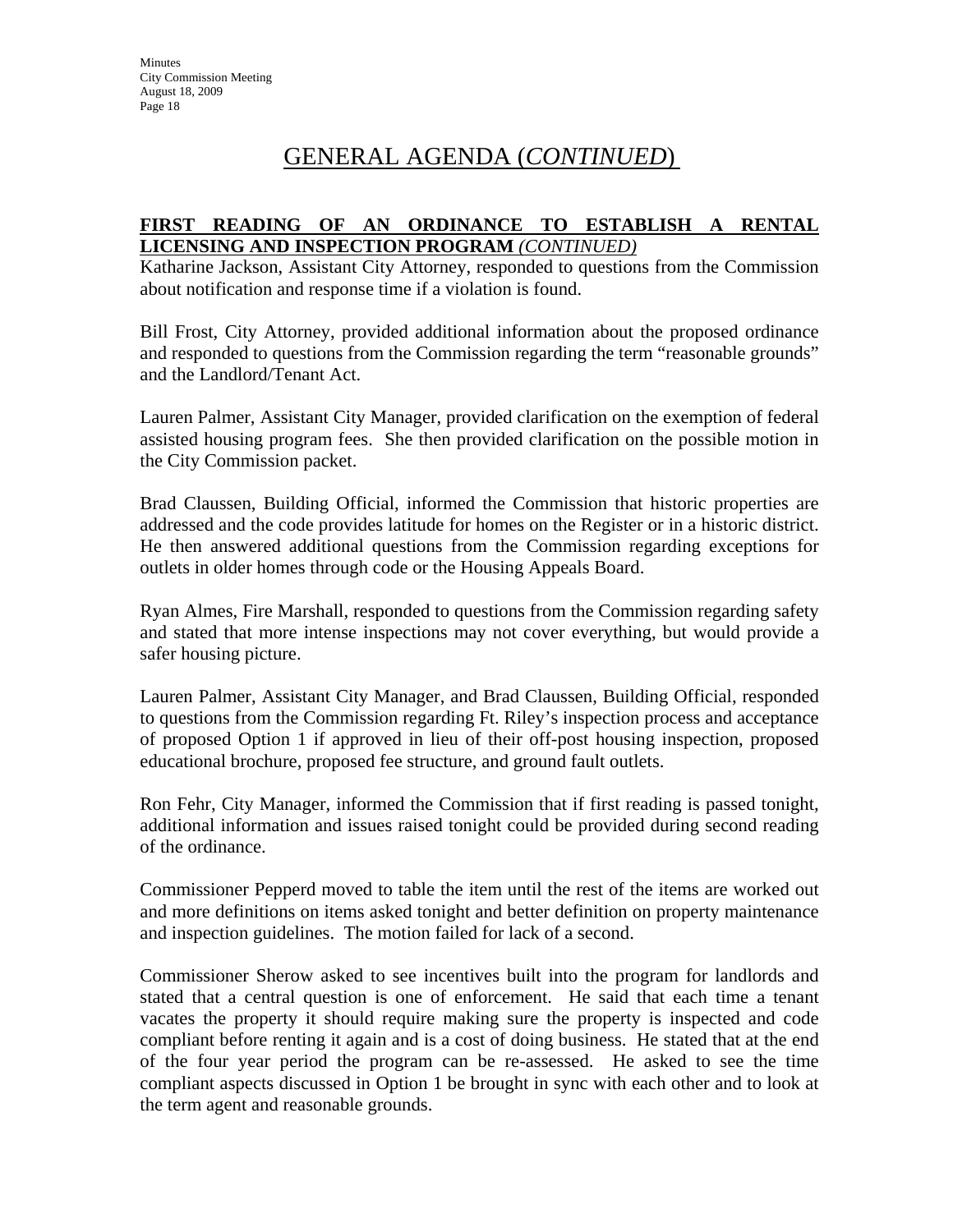# GENERAL AGENDA (*CONTINUED*)

**FIRST READING OF AN ORDINANCE TO ESTABLISH A RENTAL LICENSING AND INSPECTION PROGRAM** ***(CONTINUED)***

Katharine Jackson, Assistant City Attorney, responded to questions from the Commission about notification and response time if a violation is found.

Bill Frost, City Attorney, provided additional information about the proposed ordinance and responded to questions from the Commission regarding the term "reasonable grounds" and the Landlord/Tenant Act.

Lauren Palmer, Assistant City Manager, provided clarification on the exemption of federal assisted housing program fees. She then provided clarification on the possible motion in the City Commission packet.

Brad Claussen, Building Official, informed the Commission that historic properties are addressed and the code provides latitude for homes on the Register or in a historic district. He then answered additional questions from the Commission regarding exceptions for outlets in older homes through code or the Housing Appeals Board.

Ryan Almes, Fire Marshall, responded to questions from the Commission regarding safety and stated that more intense inspections may not cover everything, but would provide a safer housing picture.

Lauren Palmer, Assistant City Manager, and Brad Claussen, Building Official, responded to questions from the Commission regarding Ft. Riley's inspection process and acceptance of proposed Option 1 if approved in lieu of their off-post housing inspection, proposed educational brochure, proposed fee structure, and ground fault outlets.

Ron Fehr, City Manager, informed the Commission that if first reading is passed tonight, additional information and issues raised tonight could be provided during second reading of the ordinance.

Commissioner Pepperd moved to table the item until the rest of the items are worked out and more definitions on items asked tonight and better definition on property maintenance and inspection guidelines. The motion failed for lack of a second.

Commissioner Sherow asked to see incentives built into the program for landlords and stated that a central question is one of enforcement. He said that each time a tenant vacates the property it should require making sure the property is inspected and code compliant before renting it again and is a cost of doing business. He stated that at the end of the four year period the program can be re-assessed. He asked to see the time compliant aspects discussed in Option 1 be brought in sync with each other and to look at the term agent and reasonable grounds.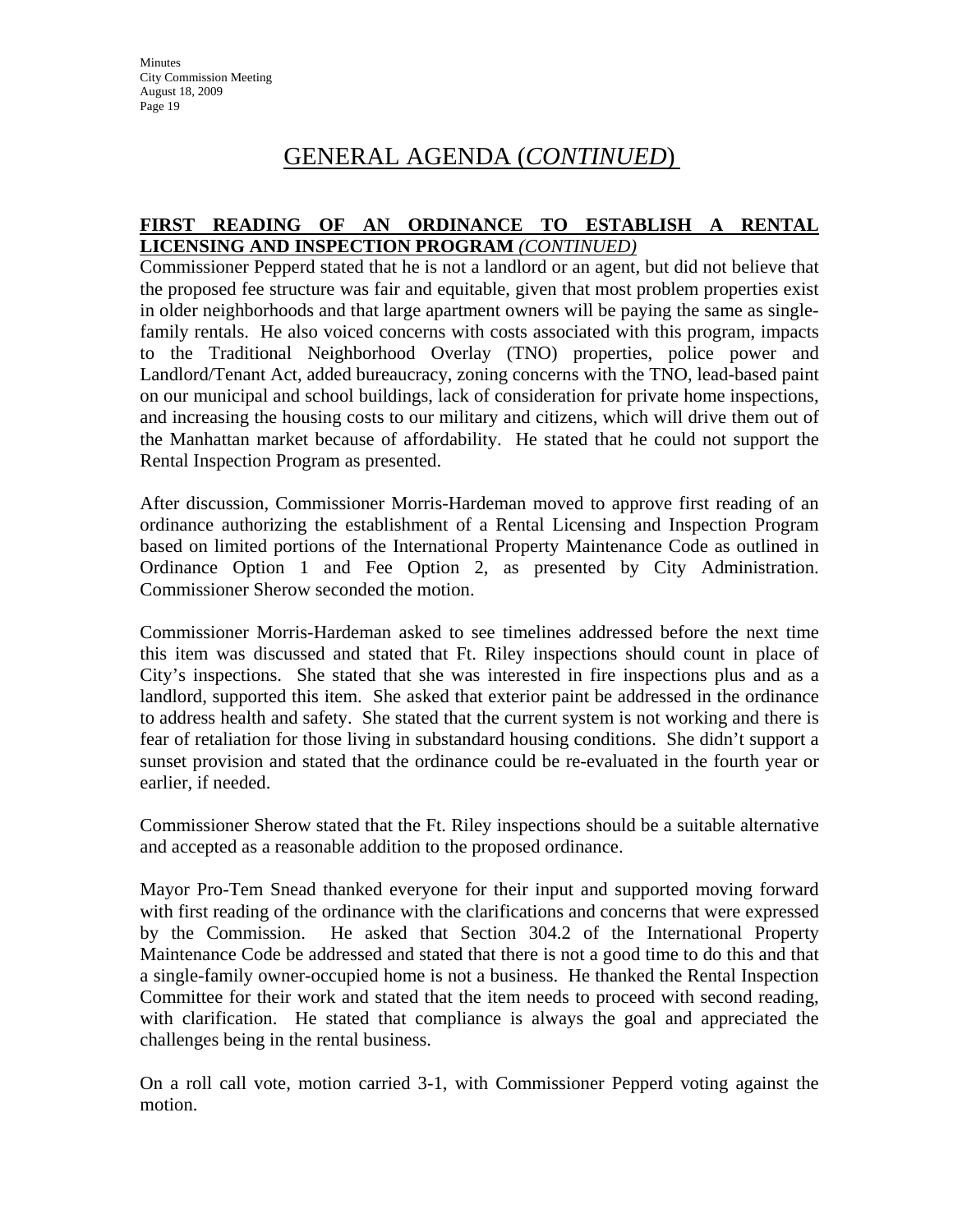# GENERAL AGENDA (*CONTINUED*)

**FIRST READING OF AN ORDINANCE TO ESTABLISH A RENTAL LICENSING AND INSPECTION PROGRAM** *(CONTINUED)*

Commissioner Pepperd stated that he is not a landlord or an agent, but did not believe that the proposed fee structure was fair and equitable, given that most problem properties exist in older neighborhoods and that large apartment owners will be paying the same as single-family rentals. He also voiced concerns with costs associated with this program, impacts to the Traditional Neighborhood Overlay (TNO) properties, police power and Landlord/Tenant Act, added bureaucracy, zoning concerns with the TNO, lead-based paint on our municipal and school buildings, lack of consideration for private home inspections, and increasing the housing costs to our military and citizens, which will drive them out of the Manhattan market because of affordability. He stated that he could not support the Rental Inspection Program as presented.

After discussion, Commissioner Morris-Hardeman moved to approve first reading of an ordinance authorizing the establishment of a Rental Licensing and Inspection Program based on limited portions of the International Property Maintenance Code as outlined in Ordinance Option 1 and Fee Option 2, as presented by City Administration. Commissioner Sherow seconded the motion.

Commissioner Morris-Hardeman asked to see timelines addressed before the next time this item was discussed and stated that Ft. Riley inspections should count in place of City's inspections. She stated that she was interested in fire inspections plus and as a landlord, supported this item. She asked that exterior paint be addressed in the ordinance to address health and safety. She stated that the current system is not working and there is fear of retaliation for those living in substandard housing conditions. She didn't support a sunset provision and stated that the ordinance could be re-evaluated in the fourth year or earlier, if needed.

Commissioner Sherow stated that the Ft. Riley inspections should be a suitable alternative and accepted as a reasonable addition to the proposed ordinance.

Mayor Pro-Tem Snead thanked everyone for their input and supported moving forward with first reading of the ordinance with the clarifications and concerns that were expressed by the Commission. He asked that Section 304.2 of the International Property Maintenance Code be addressed and stated that there is not a good time to do this and that a single-family owner-occupied home is not a business. He thanked the Rental Inspection Committee for their work and stated that the item needs to proceed with second reading, with clarification. He stated that compliance is always the goal and appreciated the challenges being in the rental business.

On a roll call vote, motion carried 3-1, with Commissioner Pepperd voting against the motion.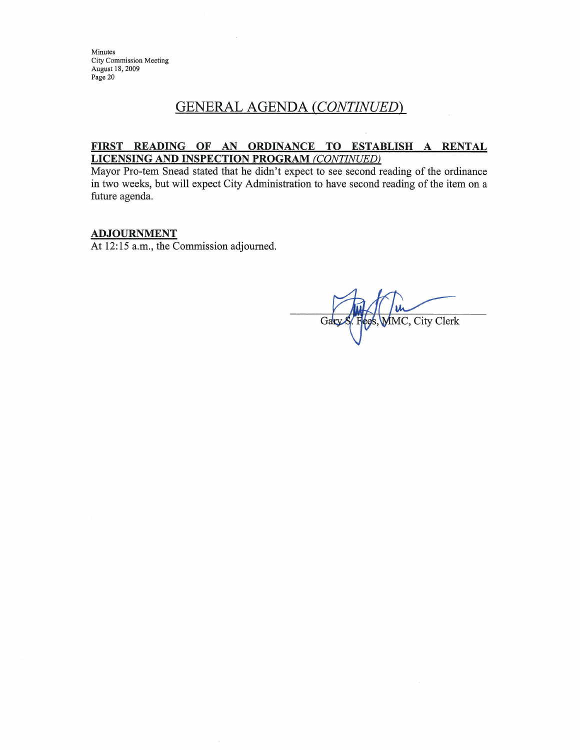## GENERAL AGENDA *(CONTINUED)*

**FIRST READING OF AN ORDINANCE TO ESTABLISH A RENTAL LICENSING AND INSPECTION PROGRAM** ***(CONTINUED)***

Mayor Pro-tem Snead stated that he didn't expect to see second reading of the ordinance in two weeks, but will expect City Administration to have second reading of the item on a future agenda.

**ADJOURNMENT**

At 12:15 a.m., the Commission adjourned.

Gary S. Fees, MMC, City Clerk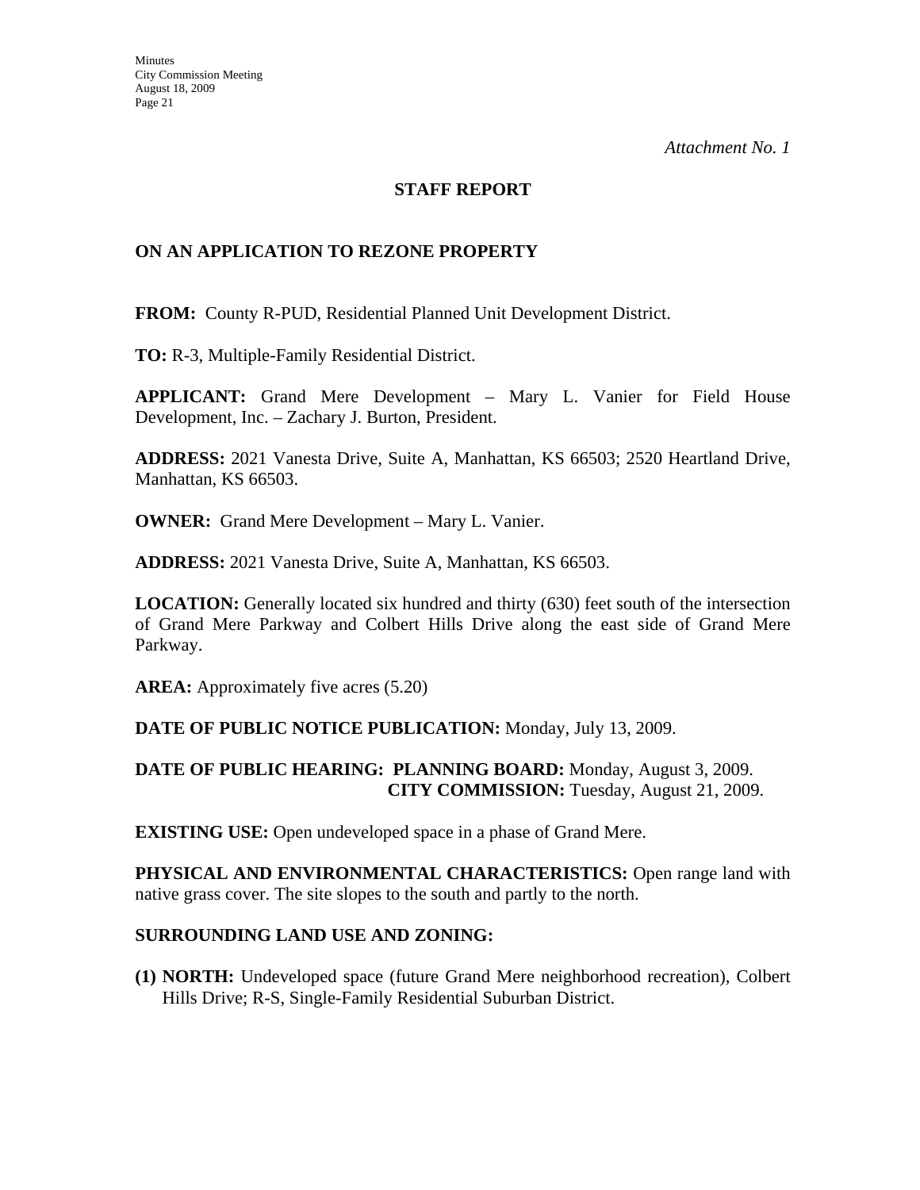*Attachment No. 1*

**STAFF REPORT**

**ON AN APPLICATION TO REZONE PROPERTY**

**FROM:** County R-PUD, Residential Planned Unit Development District.

**TO:** R-3, Multiple-Family Residential District.

**APPLICANT:** Grand Mere Development – Mary L. Vanier for Field House Development, Inc. – Zachary J. Burton, President.

**ADDRESS:** 2021 Vanesta Drive, Suite A, Manhattan, KS 66503; 2520 Heartland Drive, Manhattan, KS 66503.

**OWNER:** Grand Mere Development – Mary L. Vanier.

**ADDRESS:** 2021 Vanesta Drive, Suite A, Manhattan, KS 66503.

**LOCATION:** Generally located six hundred and thirty (630) feet south of the intersection of Grand Mere Parkway and Colbert Hills Drive along the east side of Grand Mere Parkway.

**AREA:** Approximately five acres (5.20)

**DATE OF PUBLIC NOTICE PUBLICATION:** Monday, July 13, 2009.

**DATE OF PUBLIC HEARING: PLANNING BOARD:** Monday, August 3, 2009.
**CITY COMMISSION:** Tuesday, August 21, 2009.

**EXISTING USE:** Open undeveloped space in a phase of Grand Mere.

**PHYSICAL AND ENVIRONMENTAL CHARACTERISTICS:** Open range land with native grass cover. The site slopes to the south and partly to the north.

**SURROUNDING LAND USE AND ZONING:**

**(1) NORTH:** Undeveloped space (future Grand Mere neighborhood recreation), Colbert Hills Drive; R-S, Single-Family Residential Suburban District.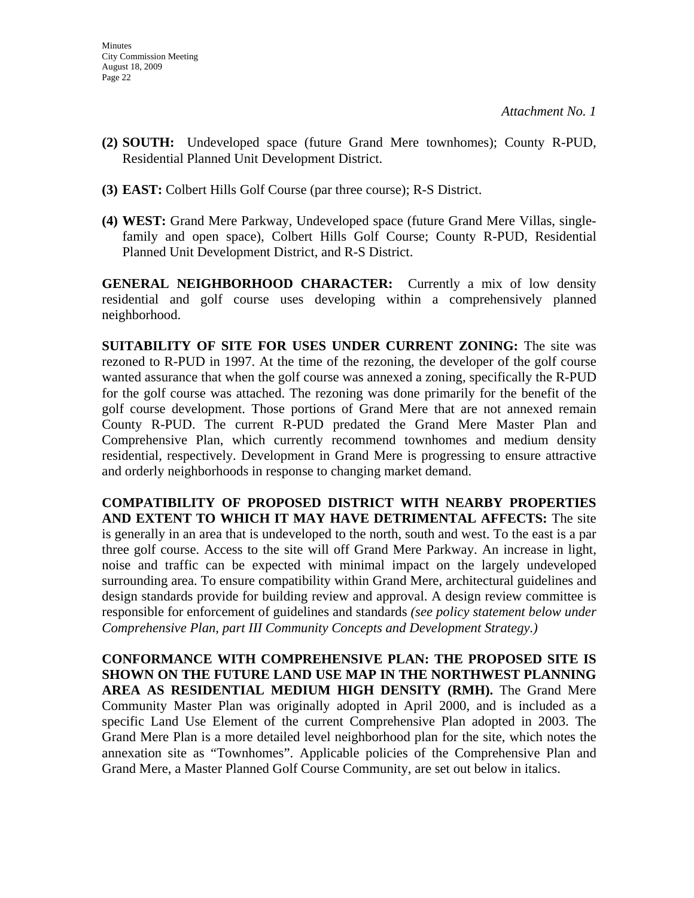*Attachment No. 1*

**(2) SOUTH:** Undeveloped space (future Grand Mere townhomes); County R-PUD, Residential Planned Unit Development District.

**(3) EAST:** Colbert Hills Golf Course (par three course); R-S District.

**(4) WEST:** Grand Mere Parkway, Undeveloped space (future Grand Mere Villas, single-family and open space), Colbert Hills Golf Course; County R-PUD, Residential Planned Unit Development District, and R-S District.

**GENERAL NEIGHBORHOOD CHARACTER:** Currently a mix of low density residential and golf course uses developing within a comprehensively planned neighborhood.

**SUITABILITY OF SITE FOR USES UNDER CURRENT ZONING:** The site was rezoned to R-PUD in 1997. At the time of the rezoning, the developer of the golf course wanted assurance that when the golf course was annexed a zoning, specifically the R-PUD for the golf course was attached. The rezoning was done primarily for the benefit of the golf course development. Those portions of Grand Mere that are not annexed remain County R-PUD. The current R-PUD predated the Grand Mere Master Plan and Comprehensive Plan, which currently recommend townhomes and medium density residential, respectively. Development in Grand Mere is progressing to ensure attractive and orderly neighborhoods in response to changing market demand.

**COMPATIBILITY OF PROPOSED DISTRICT WITH NEARBY PROPERTIES AND EXTENT TO WHICH IT MAY HAVE DETRIMENTAL AFFECTS:** The site is generally in an area that is undeveloped to the north, south and west. To the east is a par three golf course. Access to the site will off Grand Mere Parkway. An increase in light, noise and traffic can be expected with minimal impact on the largely undeveloped surrounding area. To ensure compatibility within Grand Mere, architectural guidelines and design standards provide for building review and approval. A design review committee is responsible for enforcement of guidelines and standards *(see policy statement below under Comprehensive Plan, part III Community Concepts and Development Strategy.)*

**CONFORMANCE WITH COMPREHENSIVE PLAN: THE PROPOSED SITE IS SHOWN ON THE FUTURE LAND USE MAP IN THE NORTHWEST PLANNING AREA AS RESIDENTIAL MEDIUM HIGH DENSITY (RMH).** The Grand Mere Community Master Plan was originally adopted in April 2000, and is included as a specific Land Use Element of the current Comprehensive Plan adopted in 2003. The Grand Mere Plan is a more detailed level neighborhood plan for the site, which notes the annexation site as "Townhomes". Applicable policies of the Comprehensive Plan and Grand Mere, a Master Planned Golf Course Community, are set out below in italics.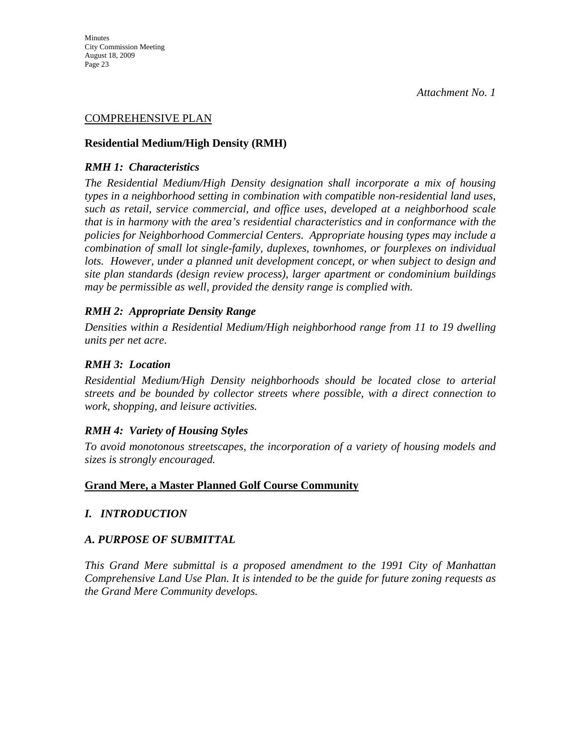*Attachment No. 1*

COMPREHENSIVE PLAN

**Residential Medium/High Density (RMH)**

***RMH 1: Characteristics***

*The Residential Medium/High Density designation shall incorporate a mix of housing types in a neighborhood setting in combination with compatible non-residential land uses, such as retail, service commercial, and office uses, developed at a neighborhood scale that is in harmony with the area's residential characteristics and in conformance with the policies for Neighborhood Commercial Centers. Appropriate housing types may include a combination of small lot single-family, duplexes, townhomes, or fourplexes on individual lots. However, under a planned unit development concept, or when subject to design and site plan standards (design review process), larger apartment or condominium buildings may be permissible as well, provided the density range is complied with.*

***RMH 2: Appropriate Density Range***

*Densities within a Residential Medium/High neighborhood range from 11 to 19 dwelling units per net acre.*

***RMH 3: Location***

*Residential Medium/High Density neighborhoods should be located close to arterial streets and be bounded by collector streets where possible, with a direct connection to work, shopping, and leisure activities.*

***RMH 4: Variety of Housing Styles***

*To avoid monotonous streetscapes, the incorporation of a variety of housing models and sizes is strongly encouraged.*

**Grand Mere, a Master Planned Golf Course Community**

***I. INTRODUCTION***

***A. PURPOSE OF SUBMITTAL***

*This Grand Mere submittal is a proposed amendment to the 1991 City of Manhattan Comprehensive Land Use Plan. It is intended to be the guide for future zoning requests as the Grand Mere Community develops.*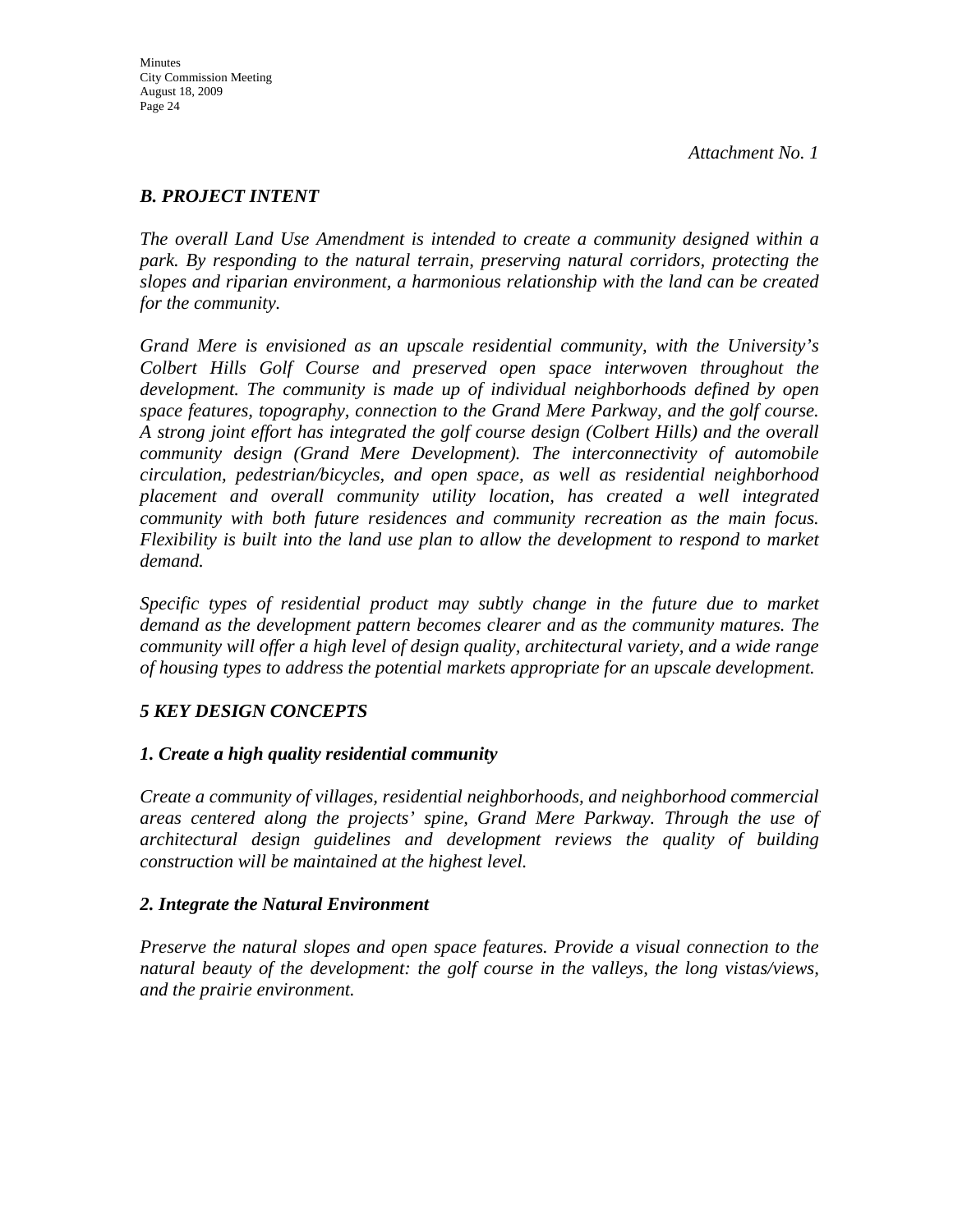*Attachment No. 1*

### *B. PROJECT INTENT*

*The overall Land Use Amendment is intended to create a community designed within a park. By responding to the natural terrain, preserving natural corridors, protecting the slopes and riparian environment, a harmonious relationship with the land can be created for the community.*

*Grand Mere is envisioned as an upscale residential community, with the University's Colbert Hills Golf Course and preserved open space interwoven throughout the development. The community is made up of individual neighborhoods defined by open space features, topography, connection to the Grand Mere Parkway, and the golf course. A strong joint effort has integrated the golf course design (Colbert Hills) and the overall community design (Grand Mere Development). The interconnectivity of automobile circulation, pedestrian/bicycles, and open space, as well as residential neighborhood placement and overall community utility location, has created a well integrated community with both future residences and community recreation as the main focus. Flexibility is built into the land use plan to allow the development to respond to market demand.*

*Specific types of residential product may subtly change in the future due to market demand as the development pattern becomes clearer and as the community matures. The community will offer a high level of design quality, architectural variety, and a wide range of housing types to address the potential markets appropriate for an upscale development.*

### *5 KEY DESIGN CONCEPTS*

#### *1. Create a high quality residential community*

*Create a community of villages, residential neighborhoods, and neighborhood commercial areas centered along the projects' spine, Grand Mere Parkway. Through the use of architectural design guidelines and development reviews the quality of building construction will be maintained at the highest level.*

#### *2. Integrate the Natural Environment*

*Preserve the natural slopes and open space features. Provide a visual connection to the natural beauty of the development: the golf course in the valleys, the long vistas/views, and the prairie environment.*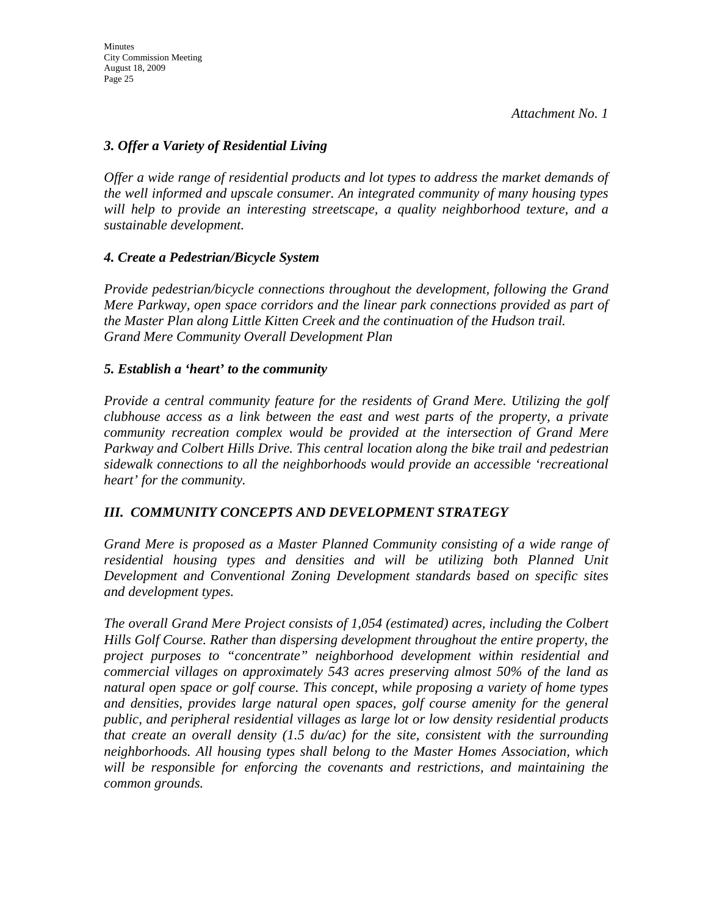*Attachment No. 1*

### *3. Offer a Variety of Residential Living*

*Offer a wide range of residential products and lot types to address the market demands of the well informed and upscale consumer. An integrated community of many housing types will help to provide an interesting streetscape, a quality neighborhood texture, and a sustainable development.*

### *4. Create a Pedestrian/Bicycle System*

*Provide pedestrian/bicycle connections throughout the development, following the Grand Mere Parkway, open space corridors and the linear park connections provided as part of the Master Plan along Little Kitten Creek and the continuation of the Hudson trail.*
*Grand Mere Community Overall Development Plan*

### *5. Establish a 'heart' to the community*

*Provide a central community feature for the residents of Grand Mere. Utilizing the golf clubhouse access as a link between the east and west parts of the property, a private community recreation complex would be provided at the intersection of Grand Mere Parkway and Colbert Hills Drive. This central location along the bike trail and pedestrian sidewalk connections to all the neighborhoods would provide an accessible 'recreational heart' for the community.*

## *III. COMMUNITY CONCEPTS AND DEVELOPMENT STRATEGY*

*Grand Mere is proposed as a Master Planned Community consisting of a wide range of residential housing types and densities and will be utilizing both Planned Unit Development and Conventional Zoning Development standards based on specific sites and development types.*

*The overall Grand Mere Project consists of 1,054 (estimated) acres, including the Colbert Hills Golf Course. Rather than dispersing development throughout the entire property, the project purposes to "concentrate" neighborhood development within residential and commercial villages on approximately 543 acres preserving almost 50% of the land as natural open space or golf course. This concept, while proposing a variety of home types and densities, provides large natural open spaces, golf course amenity for the general public, and peripheral residential villages as large lot or low density residential products that create an overall density (1.5 du/ac) for the site, consistent with the surrounding neighborhoods. All housing types shall belong to the Master Homes Association, which will be responsible for enforcing the covenants and restrictions, and maintaining the common grounds.*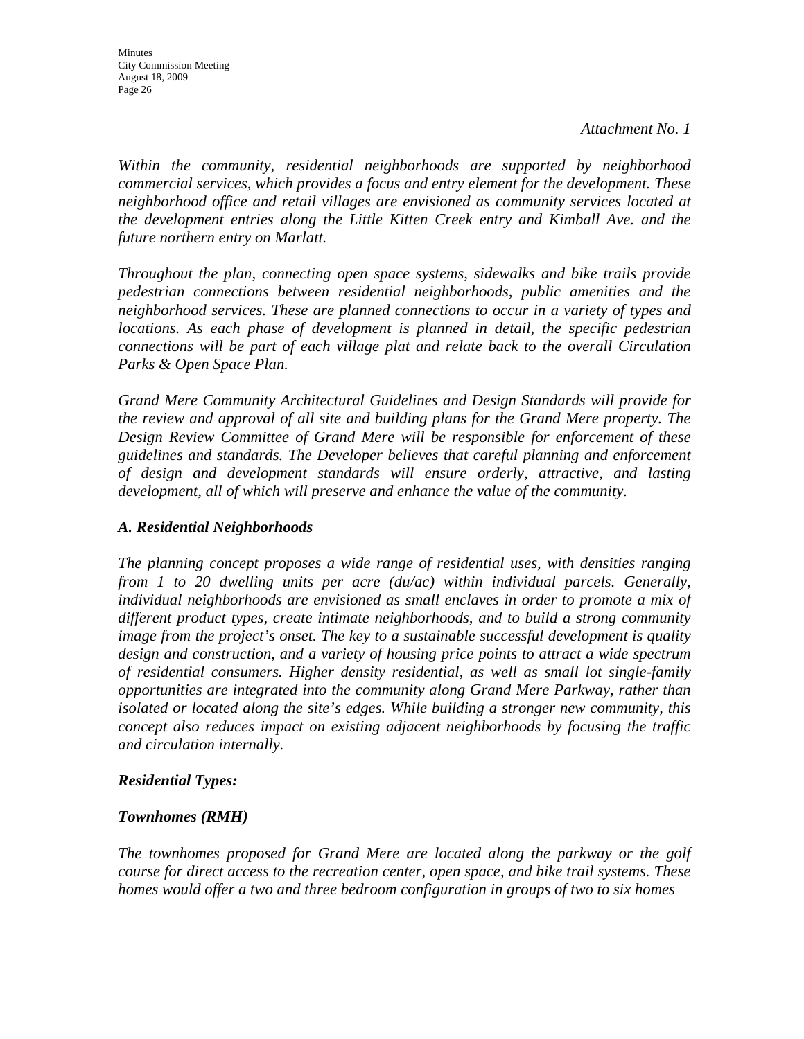*Attachment No. 1*

*Within the community, residential neighborhoods are supported by neighborhood commercial services, which provides a focus and entry element for the development. These neighborhood office and retail villages are envisioned as community services located at the development entries along the Little Kitten Creek entry and Kimball Ave. and the future northern entry on Marlatt.*

*Throughout the plan, connecting open space systems, sidewalks and bike trails provide pedestrian connections between residential neighborhoods, public amenities and the neighborhood services. These are planned connections to occur in a variety of types and locations. As each phase of development is planned in detail, the specific pedestrian connections will be part of each village plat and relate back to the overall Circulation Parks & Open Space Plan.*

*Grand Mere Community Architectural Guidelines and Design Standards will provide for the review and approval of all site and building plans for the Grand Mere property. The Design Review Committee of Grand Mere will be responsible for enforcement of these guidelines and standards. The Developer believes that careful planning and enforcement of design and development standards will ensure orderly, attractive, and lasting development, all of which will preserve and enhance the value of the community.*

***A. Residential Neighborhoods***

*The planning concept proposes a wide range of residential uses, with densities ranging from 1 to 20 dwelling units per acre (du/ac) within individual parcels. Generally, individual neighborhoods are envisioned as small enclaves in order to promote a mix of different product types, create intimate neighborhoods, and to build a strong community image from the project's onset. The key to a sustainable successful development is quality design and construction, and a variety of housing price points to attract a wide spectrum of residential consumers. Higher density residential, as well as small lot single-family opportunities are integrated into the community along Grand Mere Parkway, rather than isolated or located along the site's edges. While building a stronger new community, this concept also reduces impact on existing adjacent neighborhoods by focusing the traffic and circulation internally.*

***Residential Types:***

***Townhomes (RMH)***

*The townhomes proposed for Grand Mere are located along the parkway or the golf course for direct access to the recreation center, open space, and bike trail systems. These homes would offer a two and three bedroom configuration in groups of two to six homes*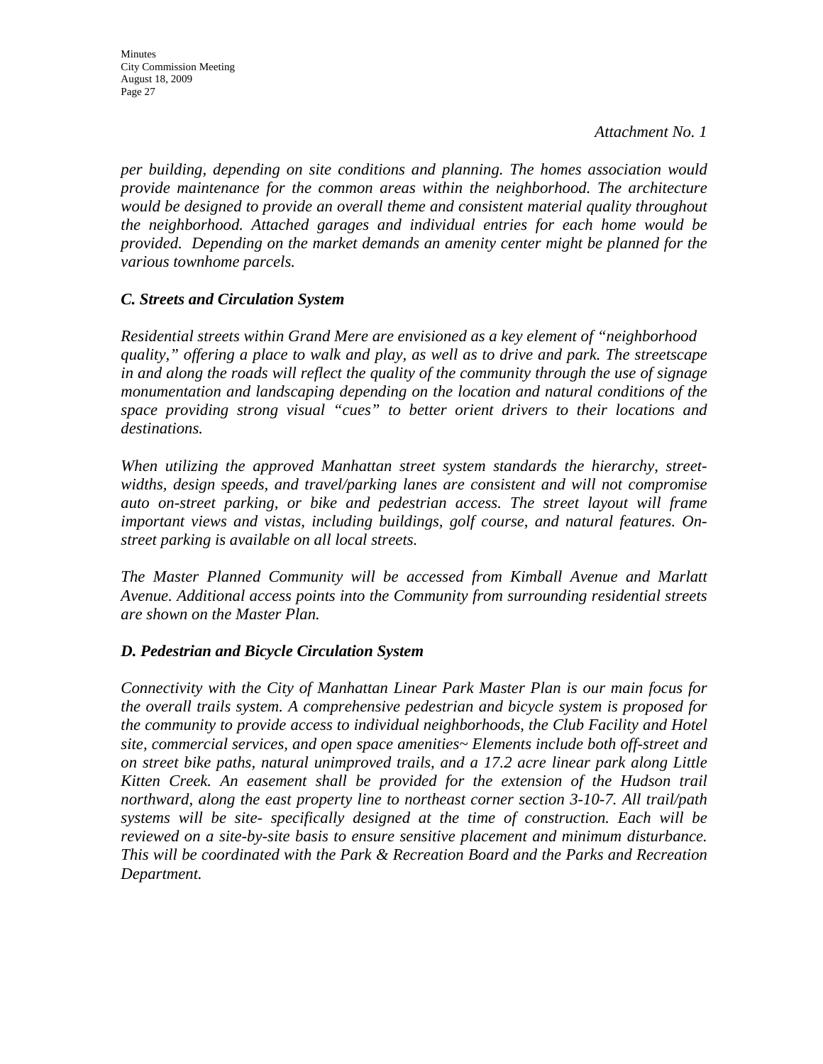*Attachment No. 1*

*per building, depending on site conditions and planning. The homes association would provide maintenance for the common areas within the neighborhood. The architecture would be designed to provide an overall theme and consistent material quality throughout the neighborhood. Attached garages and individual entries for each home would be provided. Depending on the market demands an amenity center might be planned for the various townhome parcels.*

### *C. Streets and Circulation System*

*Residential streets within Grand Mere are envisioned as a key element of "neighborhood quality," offering a place to walk and play, as well as to drive and park. The streetscape in and along the roads will reflect the quality of the community through the use of signage monumentation and landscaping depending on the location and natural conditions of the space providing strong visual "cues" to better orient drivers to their locations and destinations.*

*When utilizing the approved Manhattan street system standards the hierarchy, street-widths, design speeds, and travel/parking lanes are consistent and will not compromise auto on-street parking, or bike and pedestrian access. The street layout will frame important views and vistas, including buildings, golf course, and natural features. On-street parking is available on all local streets.*

*The Master Planned Community will be accessed from Kimball Avenue and Marlatt Avenue. Additional access points into the Community from surrounding residential streets are shown on the Master Plan.*

### *D. Pedestrian and Bicycle Circulation System*

*Connectivity with the City of Manhattan Linear Park Master Plan is our main focus for the overall trails system. A comprehensive pedestrian and bicycle system is proposed for the community to provide access to individual neighborhoods, the Club Facility and Hotel site, commercial services, and open space amenities~ Elements include both off-street and on street bike paths, natural unimproved trails, and a 17.2 acre linear park along Little Kitten Creek. An easement shall be provided for the extension of the Hudson trail northward, along the east property line to northeast corner section 3-10-7. All trail/path systems will be site- specifically designed at the time of construction. Each will be reviewed on a site-by-site basis to ensure sensitive placement and minimum disturbance. This will be coordinated with the Park & Recreation Board and the Parks and Recreation Department.*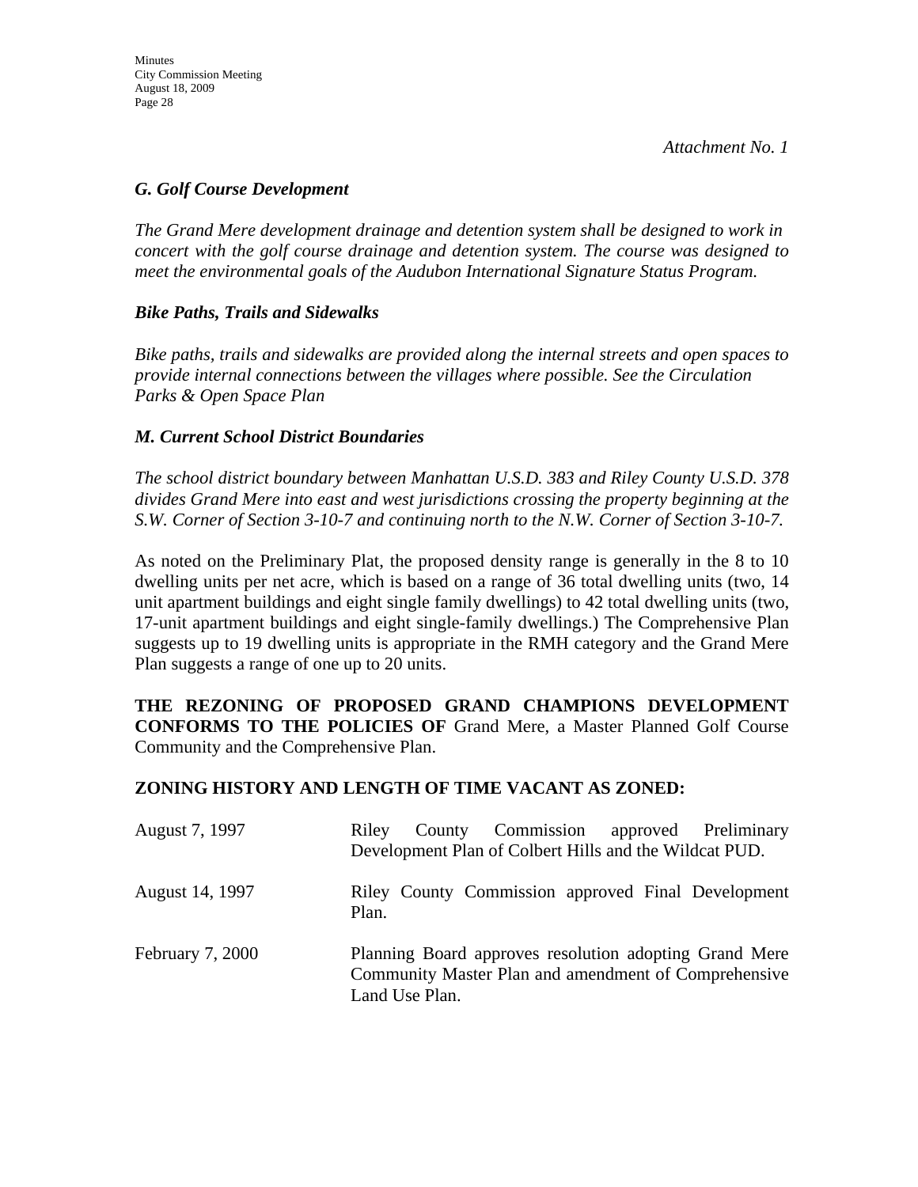*Attachment No. 1*

### *G. Golf Course Development*

*The Grand Mere development drainage and detention system shall be designed to work in concert with the golf course drainage and detention system. The course was designed to meet the environmental goals of the Audubon International Signature Status Program.*

### *Bike Paths, Trails and Sidewalks*

*Bike paths, trails and sidewalks are provided along the internal streets and open spaces to provide internal connections between the villages where possible. See the Circulation Parks & Open Space Plan*

### *M. Current School District Boundaries*

*The school district boundary between Manhattan U.S.D. 383 and Riley County U.S.D. 378 divides Grand Mere into east and west jurisdictions crossing the property beginning at the S.W. Corner of Section 3-10-7 and continuing north to the N.W. Corner of Section 3-10-7.*

As noted on the Preliminary Plat, the proposed density range is generally in the 8 to 10 dwelling units per net acre, which is based on a range of 36 total dwelling units (two, 14 unit apartment buildings and eight single family dwellings) to 42 total dwelling units (two, 17-unit apartment buildings and eight single-family dwellings.) The Comprehensive Plan suggests up to 19 dwelling units is appropriate in the RMH category and the Grand Mere Plan suggests a range of one up to 20 units.

**THE REZONING OF PROPOSED GRAND CHAMPIONS DEVELOPMENT CONFORMS TO THE POLICIES OF** Grand Mere, a Master Planned Golf Course Community and the Comprehensive Plan.

**ZONING HISTORY AND LENGTH OF TIME VACANT AS ZONED:**

| | |
|---|---|
| August 7, 1997 | Riley County Commission approved Preliminary Development Plan of Colbert Hills and the Wildcat PUD. |
| August 14, 1997 | Riley County Commission approved Final Development Plan. |
| February 7, 2000 | Planning Board approves resolution adopting Grand Mere Community Master Plan and amendment of Comprehensive Land Use Plan. |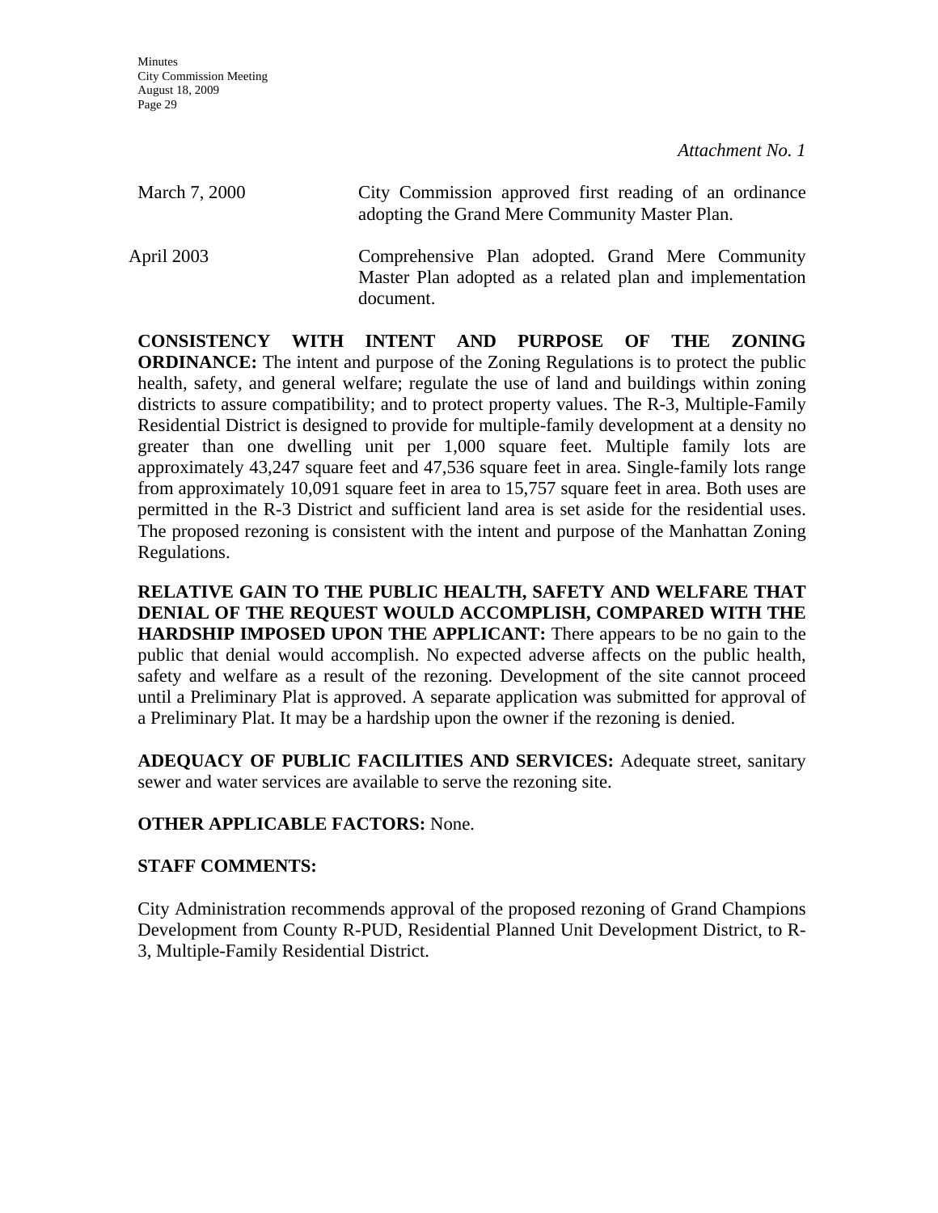*Attachment No. 1*

| | |
|---|---|
| March 7, 2000 | City Commission approved first reading of an ordinance adopting the Grand Mere Community Master Plan. |
| April 2003 | Comprehensive Plan adopted. Grand Mere Community Master Plan adopted as a related plan and implementation document. |

**CONSISTENCY WITH INTENT AND PURPOSE OF THE ZONING ORDINANCE:** The intent and purpose of the Zoning Regulations is to protect the public health, safety, and general welfare; regulate the use of land and buildings within zoning districts to assure compatibility; and to protect property values. The R-3, Multiple-Family Residential District is designed to provide for multiple-family development at a density no greater than one dwelling unit per 1,000 square feet. Multiple family lots are approximately 43,247 square feet and 47,536 square feet in area. Single-family lots range from approximately 10,091 square feet in area to 15,757 square feet in area. Both uses are permitted in the R-3 District and sufficient land area is set aside for the residential uses. The proposed rezoning is consistent with the intent and purpose of the Manhattan Zoning Regulations.

**RELATIVE GAIN TO THE PUBLIC HEALTH, SAFETY AND WELFARE THAT DENIAL OF THE REQUEST WOULD ACCOMPLISH, COMPARED WITH THE HARDSHIP IMPOSED UPON THE APPLICANT:** There appears to be no gain to the public that denial would accomplish. No expected adverse affects on the public health, safety and welfare as a result of the rezoning. Development of the site cannot proceed until a Preliminary Plat is approved. A separate application was submitted for approval of a Preliminary Plat. It may be a hardship upon the owner if the rezoning is denied.

**ADEQUACY OF PUBLIC FACILITIES AND SERVICES:** Adequate street, sanitary sewer and water services are available to serve the rezoning site.

**OTHER APPLICABLE FACTORS:** None.

**STAFF COMMENTS:**

City Administration recommends approval of the proposed rezoning of Grand Champions Development from County R-PUD, Residential Planned Unit Development District, to R-3, Multiple-Family Residential District.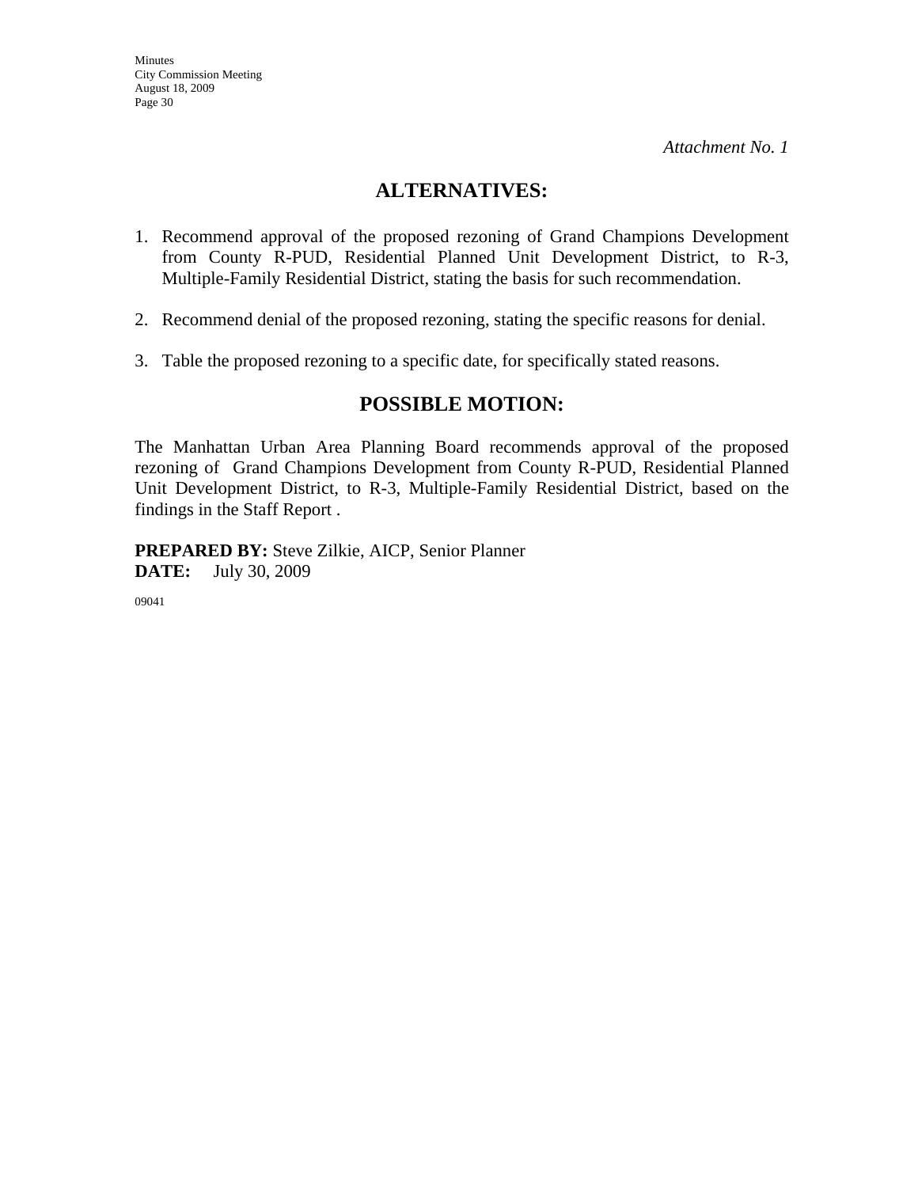*Attachment No. 1*

## ALTERNATIVES:

1. Recommend approval of the proposed rezoning of Grand Champions Development from County R-PUD, Residential Planned Unit Development District, to R-3, Multiple-Family Residential District, stating the basis for such recommendation.

2. Recommend denial of the proposed rezoning, stating the specific reasons for denial.

3. Table the proposed rezoning to a specific date, for specifically stated reasons.

## POSSIBLE MOTION:

The Manhattan Urban Area Planning Board recommends approval of the proposed rezoning of Grand Champions Development from County R-PUD, Residential Planned Unit Development District, to R-3, Multiple-Family Residential District, based on the findings in the Staff Report .

**PREPARED BY:** Steve Zilkie, AICP, Senior Planner
**DATE:** July 30, 2009

09041